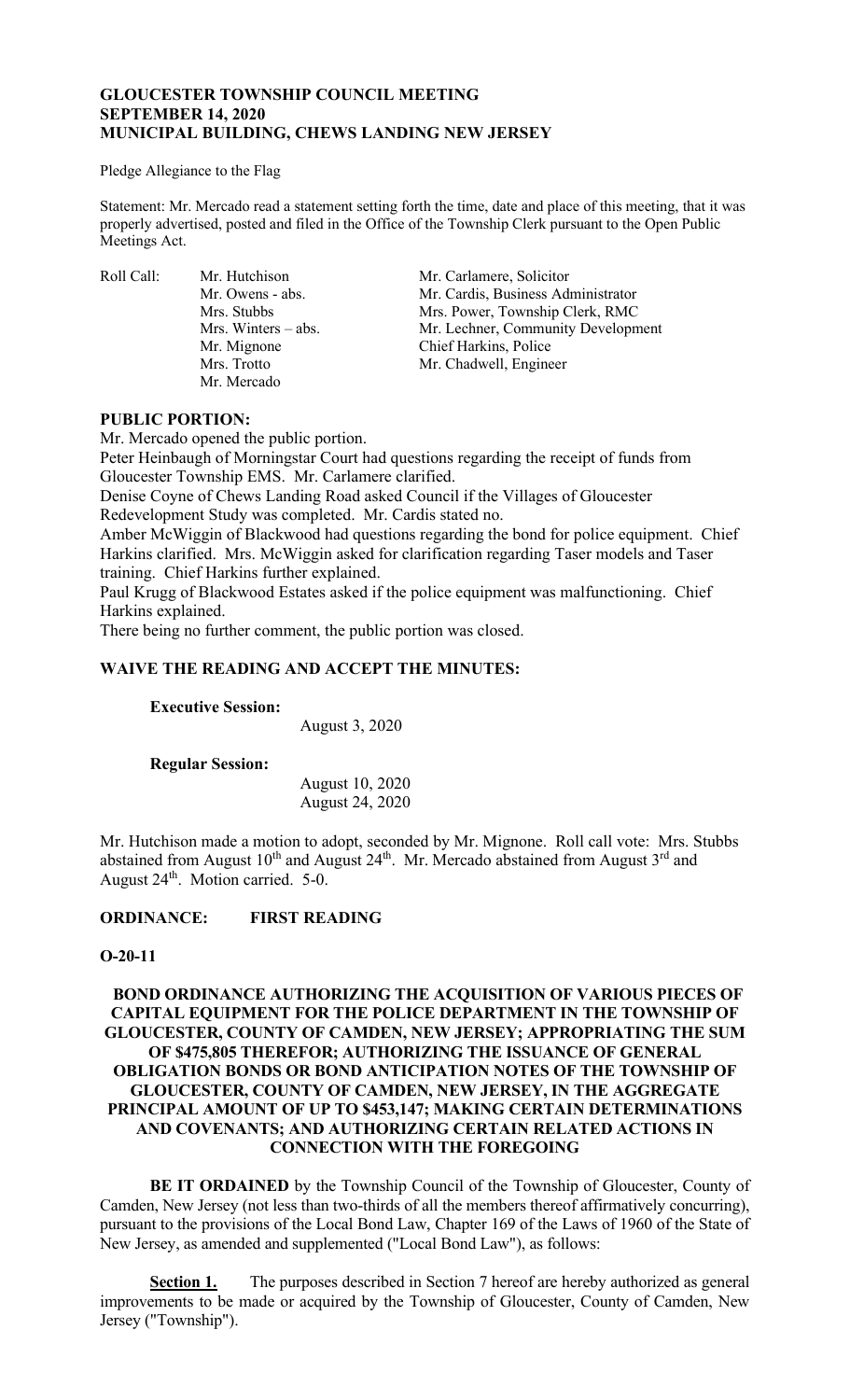**GLOUCESTER TOWNSHIP COUNCIL MEETING**
**SEPTEMBER 14, 2020**
**MUNICIPAL BUILDING, CHEWS LANDING NEW JERSEY**

Pledge Allegiance to the Flag

Statement: Mr. Mercado read a statement setting forth the time, date and place of this meeting, that it was properly advertised, posted and filed in the Office of the Township Clerk pursuant to the Open Public Meetings Act.

| Roll Call: | Mr. Hutchison | Mr. Carlamere, Solicitor |
|---|---|---|
| | Mr. Owens - abs. | Mr. Cardis, Business Administrator |
| | Mrs. Stubbs | Mrs. Power, Township Clerk, RMC |
| | Mrs. Winters – abs. | Mr. Lechner, Community Development |
| | Mr. Mignone | Chief Harkins, Police |
| | Mrs. Trotto | Mr. Chadwell, Engineer |
| | Mr. Mercado | |

**PUBLIC PORTION:**

Mr. Mercado opened the public portion.

Peter Heinbaugh of Morningstar Court had questions regarding the receipt of funds from Gloucester Township EMS. Mr. Carlamere clarified.

Denise Coyne of Chews Landing Road asked Council if the Villages of Gloucester Redevelopment Study was completed. Mr. Cardis stated no.

Amber McWiggin of Blackwood had questions regarding the bond for police equipment. Chief Harkins clarified. Mrs. McWiggin asked for clarification regarding Taser models and Taser training. Chief Harkins further explained.

Paul Krugg of Blackwood Estates asked if the police equipment was malfunctioning. Chief Harkins explained.

There being no further comment, the public portion was closed.

**WAIVE THE READING AND ACCEPT THE MINUTES:**

**Executive Session:**
August 3, 2020

**Regular Session:**
August 10, 2020
August 24, 2020

Mr. Hutchison made a motion to adopt, seconded by Mr. Mignone. Roll call vote: Mrs. Stubbs abstained from August 10th and August 24th. Mr. Mercado abstained from August 3rd and August 24th. Motion carried. 5-0.

**ORDINANCE: FIRST READING**

**O-20-11**

**BOND ORDINANCE AUTHORIZING THE ACQUISITION OF VARIOUS PIECES OF CAPITAL EQUIPMENT FOR THE POLICE DEPARTMENT IN THE TOWNSHIP OF GLOUCESTER, COUNTY OF CAMDEN, NEW JERSEY; APPROPRIATING THE SUM OF $475,805 THEREFOR; AUTHORIZING THE ISSUANCE OF GENERAL OBLIGATION BONDS OR BOND ANTICIPATION NOTES OF THE TOWNSHIP OF GLOUCESTER, COUNTY OF CAMDEN, NEW JERSEY, IN THE AGGREGATE PRINCIPAL AMOUNT OF UP TO $453,147; MAKING CERTAIN DETERMINATIONS AND COVENANTS; AND AUTHORIZING CERTAIN RELATED ACTIONS IN CONNECTION WITH THE FOREGOING**

**BE IT ORDAINED** by the Township Council of the Township of Gloucester, County of Camden, New Jersey (not less than two-thirds of all the members thereof affirmatively concurring), pursuant to the provisions of the Local Bond Law, Chapter 169 of the Laws of 1960 of the State of New Jersey, as amended and supplemented ("Local Bond Law"), as follows:

**Section 1.** The purposes described in Section 7 hereof are hereby authorized as general improvements to be made or acquired by the Township of Gloucester, County of Camden, New Jersey ("Township").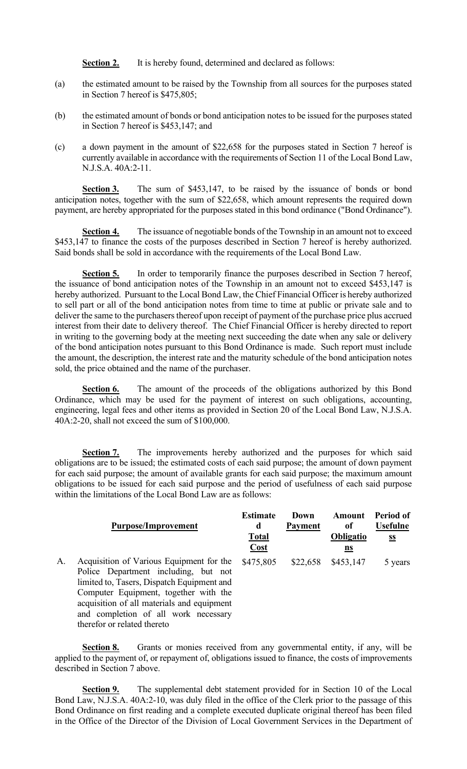**Section 2.** It is hereby found, determined and declared as follows:

(a) the estimated amount to be raised by the Township from all sources for the purposes stated in Section 7 hereof is $475,805;

(b) the estimated amount of bonds or bond anticipation notes to be issued for the purposes stated in Section 7 hereof is $453,147; and

(c) a down payment in the amount of $22,658 for the purposes stated in Section 7 hereof is currently available in accordance with the requirements of Section 11 of the Local Bond Law, N.J.S.A. 40A:2-11.

**Section 3.** The sum of $453,147, to be raised by the issuance of bonds or bond anticipation notes, together with the sum of $22,658, which amount represents the required down payment, are hereby appropriated for the purposes stated in this bond ordinance ("Bond Ordinance").

**Section 4.** The issuance of negotiable bonds of the Township in an amount not to exceed $453,147 to finance the costs of the purposes described in Section 7 hereof is hereby authorized. Said bonds shall be sold in accordance with the requirements of the Local Bond Law.

**Section 5.** In order to temporarily finance the purposes described in Section 7 hereof, the issuance of bond anticipation notes of the Township in an amount not to exceed $453,147 is hereby authorized. Pursuant to the Local Bond Law, the Chief Financial Officer is hereby authorized to sell part or all of the bond anticipation notes from time to time at public or private sale and to deliver the same to the purchasers thereof upon receipt of payment of the purchase price plus accrued interest from their date to delivery thereof. The Chief Financial Officer is hereby directed to report in writing to the governing body at the meeting next succeeding the date when any sale or delivery of the bond anticipation notes pursuant to this Bond Ordinance is made. Such report must include the amount, the description, the interest rate and the maturity schedule of the bond anticipation notes sold, the price obtained and the name of the purchaser.

**Section 6.** The amount of the proceeds of the obligations authorized by this Bond Ordinance, which may be used for the payment of interest on such obligations, accounting, engineering, legal fees and other items as provided in Section 20 of the Local Bond Law, N.J.S.A. 40A:2-20, shall not exceed the sum of $100,000.

**Section 7.** The improvements hereby authorized and the purposes for which said obligations are to be issued; the estimated costs of each said purpose; the amount of down payment for each said purpose; the amount of available grants for each said purpose; the maximum amount obligations to be issued for each said purpose and the period of usefulness of each said purpose within the limitations of the Local Bond Law are as follows:

| | Purpose/Improvement | Estimated Total Cost | Down Payment | Amount of Obligations | Period of Usefulness |
|---|---|---|---|---|---|
| A. | Acquisition of Various Equipment for the Police Department including, but not limited to, Tasers, Dispatch Equipment and Computer Equipment, together with the acquisition of all materials and equipment and completion of all work necessary therefor or related thereto | $475,805 | $22,658 | $453,147 | 5 years |

**Section 8.** Grants or monies received from any governmental entity, if any, will be applied to the payment of, or repayment of, obligations issued to finance, the costs of improvements described in Section 7 above.

**Section 9.** The supplemental debt statement provided for in Section 10 of the Local Bond Law, N.J.S.A. 40A:2-10, was duly filed in the office of the Clerk prior to the passage of this Bond Ordinance on first reading and a complete executed duplicate original thereof has been filed in the Office of the Director of the Division of Local Government Services in the Department of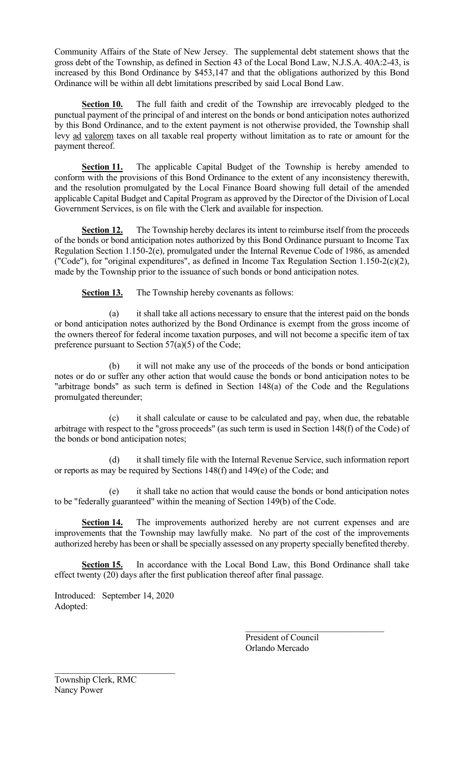Community Affairs of the State of New Jersey. The supplemental debt statement shows that the gross debt of the Township, as defined in Section 43 of the Local Bond Law, N.J.S.A. 40A:2-43, is increased by this Bond Ordinance by $453,147 and that the obligations authorized by this Bond Ordinance will be within all debt limitations prescribed by said Local Bond Law.

**Section 10.** The full faith and credit of the Township are irrevocably pledged to the punctual payment of the principal of and interest on the bonds or bond anticipation notes authorized by this Bond Ordinance, and to the extent payment is not otherwise provided, the Township shall levy ad valorem taxes on all taxable real property without limitation as to rate or amount for the payment thereof.

**Section 11.** The applicable Capital Budget of the Township is hereby amended to conform with the provisions of this Bond Ordinance to the extent of any inconsistency therewith, and the resolution promulgated by the Local Finance Board showing full detail of the amended applicable Capital Budget and Capital Program as approved by the Director of the Division of Local Government Services, is on file with the Clerk and available for inspection.

**Section 12.** The Township hereby declares its intent to reimburse itself from the proceeds of the bonds or bond anticipation notes authorized by this Bond Ordinance pursuant to Income Tax Regulation Section 1.150-2(e), promulgated under the Internal Revenue Code of 1986, as amended ("Code"), for "original expenditures", as defined in Income Tax Regulation Section 1.150-2(c)(2), made by the Township prior to the issuance of such bonds or bond anticipation notes.

**Section 13.** The Township hereby covenants as follows:

(a) it shall take all actions necessary to ensure that the interest paid on the bonds or bond anticipation notes authorized by the Bond Ordinance is exempt from the gross income of the owners thereof for federal income taxation purposes, and will not become a specific item of tax preference pursuant to Section 57(a)(5) of the Code;

(b) it will not make any use of the proceeds of the bonds or bond anticipation notes or do or suffer any other action that would cause the bonds or bond anticipation notes to be "arbitrage bonds" as such term is defined in Section 148(a) of the Code and the Regulations promulgated thereunder;

(c) it shall calculate or cause to be calculated and pay, when due, the rebatable arbitrage with respect to the "gross proceeds" (as such term is used in Section 148(f) of the Code) of the bonds or bond anticipation notes;

(d) it shall timely file with the Internal Revenue Service, such information report or reports as may be required by Sections 148(f) and 149(e) of the Code; and

(e) it shall take no action that would cause the bonds or bond anticipation notes to be "federally guaranteed" within the meaning of Section 149(b) of the Code.

**Section 14.** The improvements authorized hereby are not current expenses and are improvements that the Township may lawfully make. No part of the cost of the improvements authorized hereby has been or shall be specially assessed on any property specially benefited thereby.

**Section 15.** In accordance with the Local Bond Law, this Bond Ordinance shall take effect twenty (20) days after the first publication thereof after final passage.

Introduced: September 14, 2020
Adopted:

\_\_\_\_\_\_\_\_\_\_\_\_\_\_\_\_\_\_\_\_\_\_\_\_\_\_\_\_\_\_
President of Council
Orlando Mercado

\_\_\_\_\_\_\_\_\_\_\_\_\_\_\_\_\_\_\_\_\_\_\_\_\_\_\_\_\_\_
Township Clerk, RMC
Nancy Power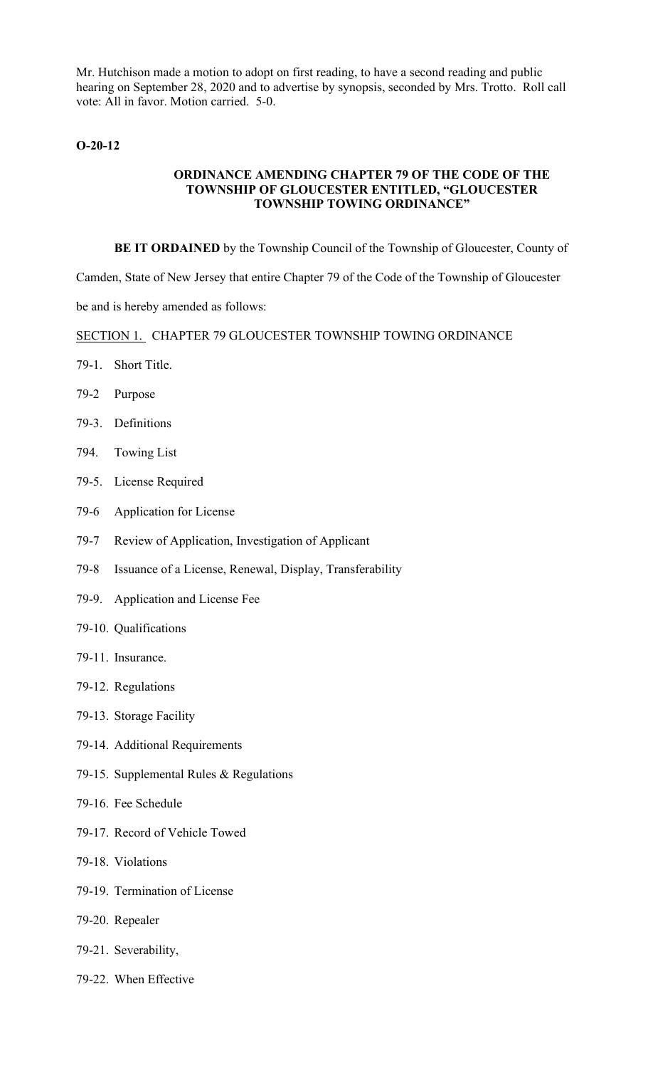Mr. Hutchison made a motion to adopt on first reading, to have a second reading and public hearing on September 28, 2020 and to advertise by synopsis, seconded by Mrs. Trotto. Roll call vote: All in favor. Motion carried. 5-0.

**O-20-12**

**ORDINANCE AMENDING CHAPTER 79 OF THE CODE OF THE TOWNSHIP OF GLOUCESTER ENTITLED, "GLOUCESTER TOWNSHIP TOWING ORDINANCE"**

**BE IT ORDAINED** by the Township Council of the Township of Gloucester, County of Camden, State of New Jersey that entire Chapter 79 of the Code of the Township of Gloucester be and is hereby amended as follows:

SECTION 1. CHAPTER 79 GLOUCESTER TOWNSHIP TOWING ORDINANCE

79-1. Short Title.

79-2 Purpose

79-3. Definitions

794. Towing List

79-5. License Required

79-6 Application for License

79-7 Review of Application, Investigation of Applicant

79-8 Issuance of a License, Renewal, Display, Transferability

79-9. Application and License Fee

79-10. Qualifications

79-11. Insurance.

79-12. Regulations

79-13. Storage Facility

79-14. Additional Requirements

79-15. Supplemental Rules & Regulations

79-16. Fee Schedule

79-17. Record of Vehicle Towed

79-18. Violations

79-19. Termination of License

79-20. Repealer

79-21. Severability,

79-22. When Effective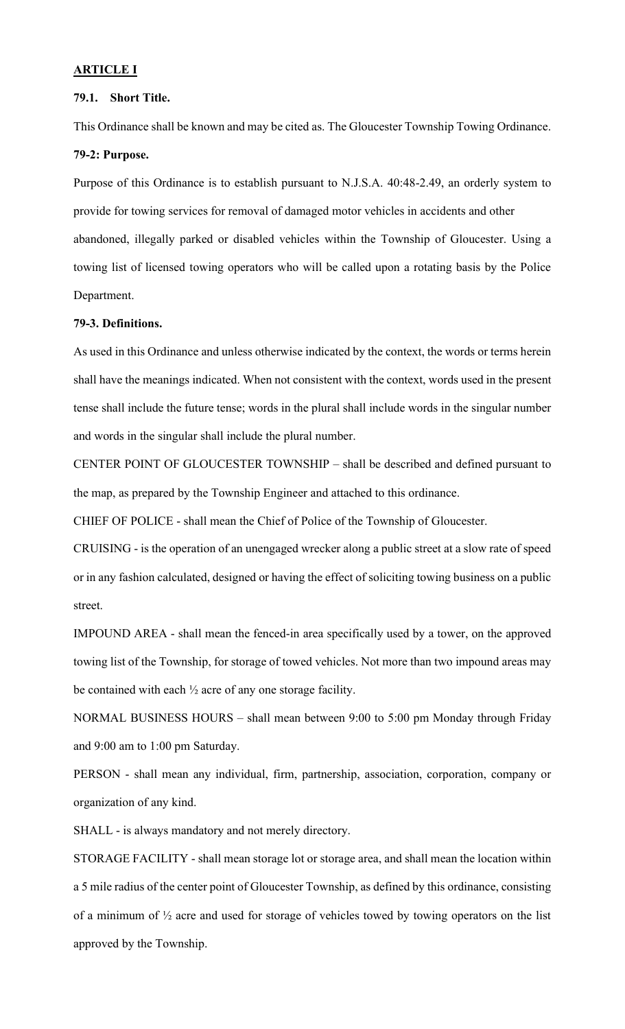## ARTICLE I

### 79.1. Short Title.

This Ordinance shall be known and may be cited as. The Gloucester Township Towing Ordinance.

### 79-2: Purpose.

Purpose of this Ordinance is to establish pursuant to N.J.S.A. 40:48-2.49, an orderly system to provide for towing services for removal of damaged motor vehicles in accidents and other abandoned, illegally parked or disabled vehicles within the Township of Gloucester. Using a towing list of licensed towing operators who will be called upon a rotating basis by the Police Department.

### 79-3. Definitions.

As used in this Ordinance and unless otherwise indicated by the context, the words or terms herein shall have the meanings indicated. When not consistent with the context, words used in the present tense shall include the future tense; words in the plural shall include words in the singular number and words in the singular shall include the plural number.

CENTER POINT OF GLOUCESTER TOWNSHIP – shall be described and defined pursuant to the map, as prepared by the Township Engineer and attached to this ordinance.

CHIEF OF POLICE - shall mean the Chief of Police of the Township of Gloucester.

CRUISING - is the operation of an unengaged wrecker along a public street at a slow rate of speed or in any fashion calculated, designed or having the effect of soliciting towing business on a public street.

IMPOUND AREA - shall mean the fenced-in area specifically used by a tower, on the approved towing list of the Township, for storage of towed vehicles. Not more than two impound areas may be contained with each ½ acre of any one storage facility.

NORMAL BUSINESS HOURS – shall mean between 9:00 to 5:00 pm Monday through Friday and 9:00 am to 1:00 pm Saturday.

PERSON - shall mean any individual, firm, partnership, association, corporation, company or organization of any kind.

SHALL - is always mandatory and not merely directory.

STORAGE FACILITY - shall mean storage lot or storage area, and shall mean the location within a 5 mile radius of the center point of Gloucester Township, as defined by this ordinance, consisting of a minimum of ½ acre and used for storage of vehicles towed by towing operators on the list approved by the Township.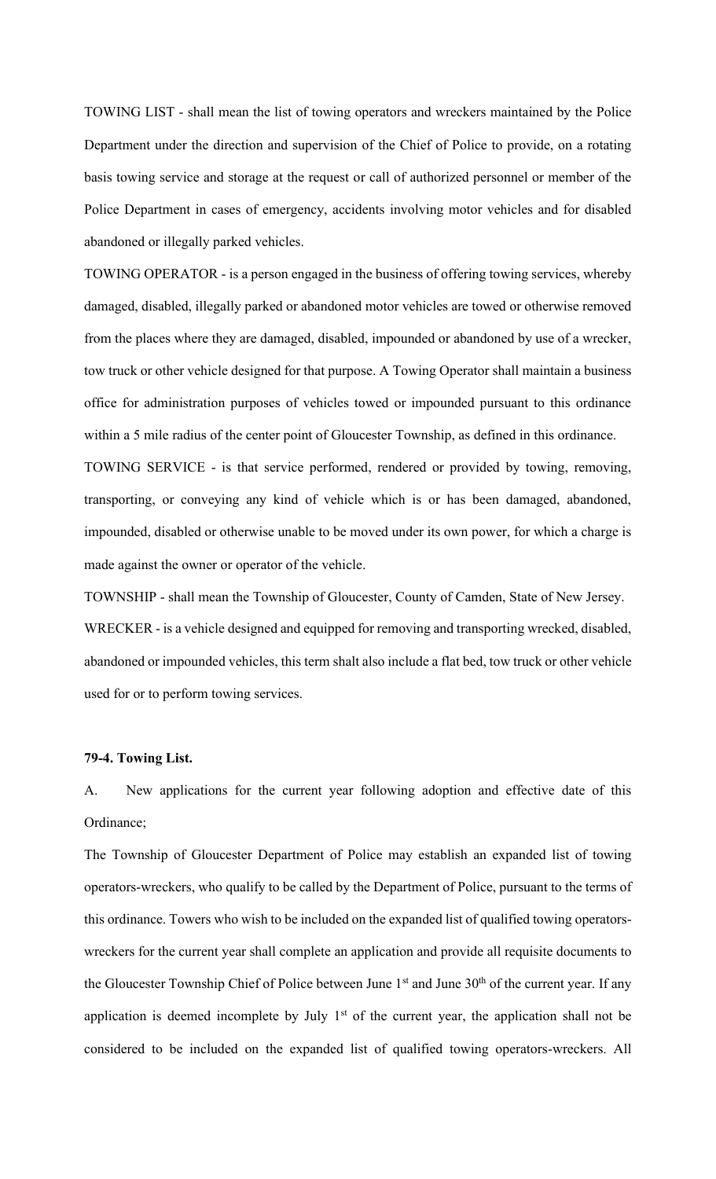TOWING LIST - shall mean the list of towing operators and wreckers maintained by the Police Department under the direction and supervision of the Chief of Police to provide, on a rotating basis towing service and storage at the request or call of authorized personnel or member of the Police Department in cases of emergency, accidents involving motor vehicles and for disabled abandoned or illegally parked vehicles.

TOWING OPERATOR - is a person engaged in the business of offering towing services, whereby damaged, disabled, illegally parked or abandoned motor vehicles are towed or otherwise removed from the places where they are damaged, disabled, impounded or abandoned by use of a wrecker, tow truck or other vehicle designed for that purpose. A Towing Operator shall maintain a business office for administration purposes of vehicles towed or impounded pursuant to this ordinance within a 5 mile radius of the center point of Gloucester Township, as defined in this ordinance.

TOWING SERVICE - is that service performed, rendered or provided by towing, removing, transporting, or conveying any kind of vehicle which is or has been damaged, abandoned, impounded, disabled or otherwise unable to be moved under its own power, for which a charge is made against the owner or operator of the vehicle.

TOWNSHIP - shall mean the Township of Gloucester, County of Camden, State of New Jersey.

WRECKER - is a vehicle designed and equipped for removing and transporting wrecked, disabled, abandoned or impounded vehicles, this term shalt also include a flat bed, tow truck or other vehicle used for or to perform towing services.

**79-4. Towing List.**

A. New applications for the current year following adoption and effective date of this Ordinance;

The Township of Gloucester Department of Police may establish an expanded list of towing operators-wreckers, who qualify to be called by the Department of Police, pursuant to the terms of this ordinance. Towers who wish to be included on the expanded list of qualified towing operators-wreckers for the current year shall complete an application and provide all requisite documents to the Gloucester Township Chief of Police between June 1st and June 30th of the current year. If any application is deemed incomplete by July 1st of the current year, the application shall not be considered to be included on the expanded list of qualified towing operators-wreckers. All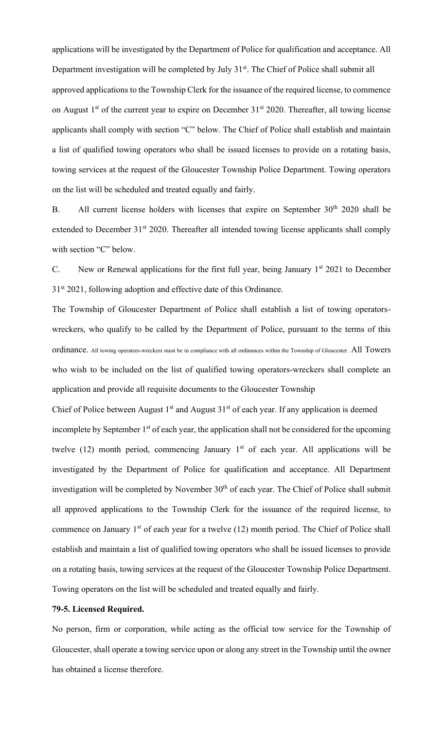applications will be investigated by the Department of Police for qualification and acceptance. All Department investigation will be completed by July 31st. The Chief of Police shall submit all approved applications to the Township Clerk for the issuance of the required license, to commence on August 1st of the current year to expire on December 31st 2020. Thereafter, all towing license applicants shall comply with section "C" below. The Chief of Police shall establish and maintain a list of qualified towing operators who shall be issued licenses to provide on a rotating basis, towing services at the request of the Gloucester Township Police Department. Towing operators on the list will be scheduled and treated equally and fairly.

B. All current license holders with licenses that expire on September 30th 2020 shall be extended to December 31st 2020. Thereafter all intended towing license applicants shall comply with section "C" below.

C. New or Renewal applications for the first full year, being January 1st 2021 to December 31st 2021, following adoption and effective date of this Ordinance.

The Township of Gloucester Department of Police shall establish a list of towing operators-wreckers, who qualify to be called by the Department of Police, pursuant to the terms of this ordinance. All towing operators-wreckers must be in compliance with all ordinances within the Township of Gloucester. All Towers who wish to be included on the list of qualified towing operators-wreckers shall complete an application and provide all requisite documents to the Gloucester Township Chief of Police between August 1st and August 31st of each year. If any application is deemed incomplete by September 1st of each year, the application shall not be considered for the upcoming twelve (12) month period, commencing January 1st of each year. All applications will be investigated by the Department of Police for qualification and acceptance. All Department investigation will be completed by November 30th of each year. The Chief of Police shall submit all approved applications to the Township Clerk for the issuance of the required license, to commence on January 1st of each year for a twelve (12) month period. The Chief of Police shall establish and maintain a list of qualified towing operators who shall be issued licenses to provide on a rotating basis, towing services at the request of the Gloucester Township Police Department. Towing operators on the list will be scheduled and treated equally and fairly.

**79-5. Licensed Required.**

No person, firm or corporation, while acting as the official tow service for the Township of Gloucester, shall operate a towing service upon or along any street in the Township until the owner has obtained a license therefore.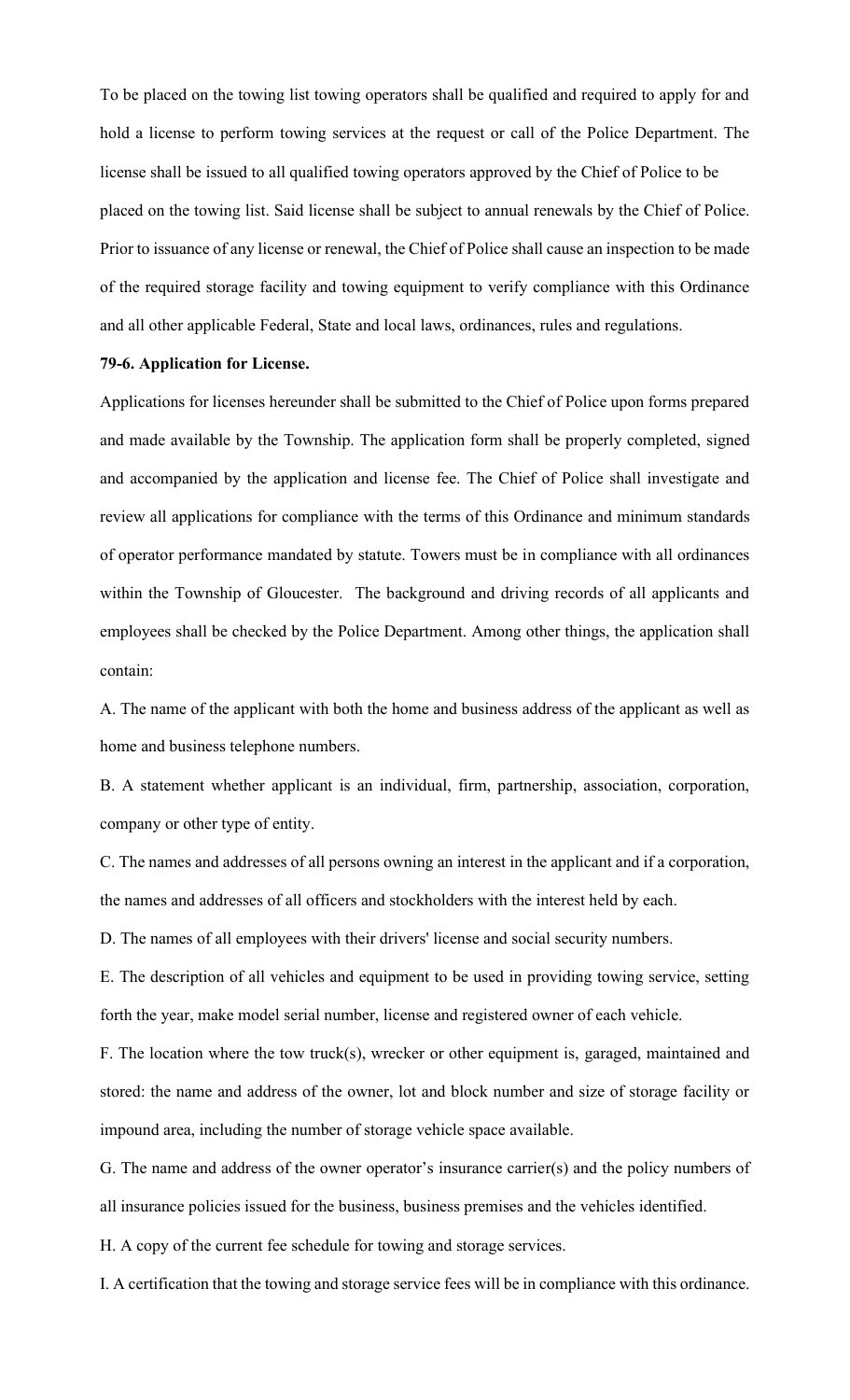To be placed on the towing list towing operators shall be qualified and required to apply for and hold a license to perform towing services at the request or call of the Police Department. The license shall be issued to all qualified towing operators approved by the Chief of Police to be placed on the towing list. Said license shall be subject to annual renewals by the Chief of Police. Prior to issuance of any license or renewal, the Chief of Police shall cause an inspection to be made of the required storage facility and towing equipment to verify compliance with this Ordinance and all other applicable Federal, State and local laws, ordinances, rules and regulations.

**79-6. Application for License.**

Applications for licenses hereunder shall be submitted to the Chief of Police upon forms prepared and made available by the Township. The application form shall be properly completed, signed and accompanied by the application and license fee. The Chief of Police shall investigate and review all applications for compliance with the terms of this Ordinance and minimum standards of operator performance mandated by statute. Towers must be in compliance with all ordinances within the Township of Gloucester. The background and driving records of all applicants and employees shall be checked by the Police Department. Among other things, the application shall contain:

A. The name of the applicant with both the home and business address of the applicant as well as home and business telephone numbers.

B. A statement whether applicant is an individual, firm, partnership, association, corporation, company or other type of entity.

C. The names and addresses of all persons owning an interest in the applicant and if a corporation, the names and addresses of all officers and stockholders with the interest held by each.

D. The names of all employees with their drivers' license and social security numbers.

E. The description of all vehicles and equipment to be used in providing towing service, setting forth the year, make model serial number, license and registered owner of each vehicle.

F. The location where the tow truck(s), wrecker or other equipment is, garaged, maintained and stored: the name and address of the owner, lot and block number and size of storage facility or impound area, including the number of storage vehicle space available.

G. The name and address of the owner operator's insurance carrier(s) and the policy numbers of all insurance policies issued for the business, business premises and the vehicles identified.

H. A copy of the current fee schedule for towing and storage services.

I. A certification that the towing and storage service fees will be in compliance with this ordinance.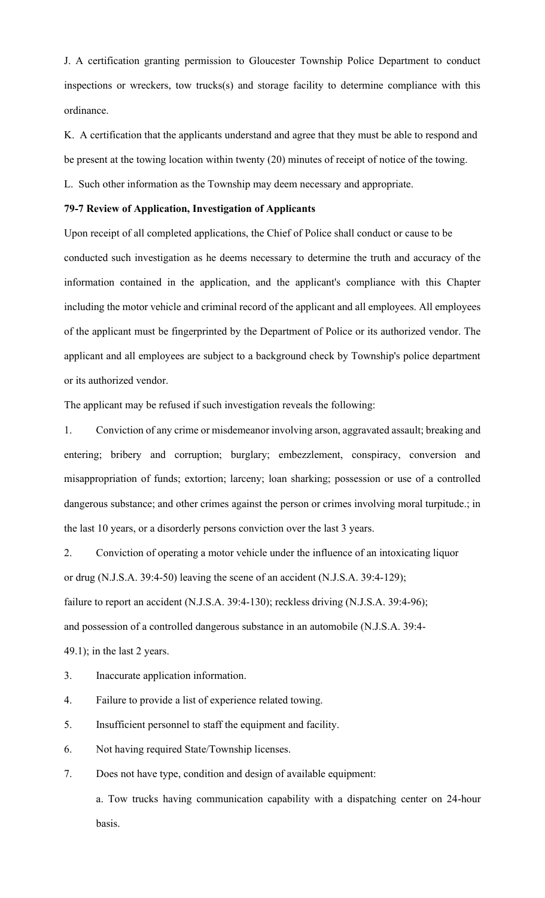J. A certification granting permission to Gloucester Township Police Department to conduct inspections or wreckers, tow trucks(s) and storage facility to determine compliance with this ordinance.

K. A certification that the applicants understand and agree that they must be able to respond and be present at the towing location within twenty (20) minutes of receipt of notice of the towing.

L. Such other information as the Township may deem necessary and appropriate.

**79-7 Review of Application, Investigation of Applicants**

Upon receipt of all completed applications, the Chief of Police shall conduct or cause to be conducted such investigation as he deems necessary to determine the truth and accuracy of the information contained in the application, and the applicant's compliance with this Chapter including the motor vehicle and criminal record of the applicant and all employees. All employees of the applicant must be fingerprinted by the Department of Police or its authorized vendor. The applicant and all employees are subject to a background check by Township's police department or its authorized vendor.

The applicant may be refused if such investigation reveals the following:

1. Conviction of any crime or misdemeanor involving arson, aggravated assault; breaking and entering; bribery and corruption; burglary; embezzlement, conspiracy, conversion and misappropriation of funds; extortion; larceny; loan sharking; possession or use of a controlled dangerous substance; and other crimes against the person or crimes involving moral turpitude.; in the last 10 years, or a disorderly persons conviction over the last 3 years.

2. Conviction of operating a motor vehicle under the influence of an intoxicating liquor or drug (N.J.S.A. 39:4-50) leaving the scene of an accident (N.J.S.A. 39:4-129); failure to report an accident (N.J.S.A. 39:4-130); reckless driving (N.J.S.A. 39:4-96); and possession of a controlled dangerous substance in an automobile (N.J.S.A. 39:4-49.1); in the last 2 years.

3. Inaccurate application information.

4. Failure to provide a list of experience related towing.

5. Insufficient personnel to staff the equipment and facility.

6. Not having required State/Township licenses.

7. Does not have type, condition and design of available equipment:

   a. Tow trucks having communication capability with a dispatching center on 24-hour basis.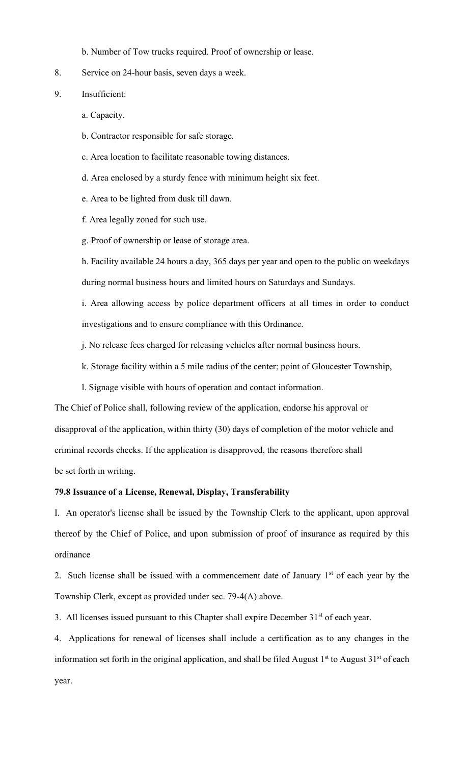b. Number of Tow trucks required. Proof of ownership or lease.

8. Service on 24-hour basis, seven days a week.

9. Insufficient:

    a. Capacity.

    b. Contractor responsible for safe storage.

    c. Area location to facilitate reasonable towing distances.

    d. Area enclosed by a sturdy fence with minimum height six feet.

    e. Area to be lighted from dusk till dawn.

    f. Area legally zoned for such use.

    g. Proof of ownership or lease of storage area.

    h. Facility available 24 hours a day, 365 days per year and open to the public on weekdays during normal business hours and limited hours on Saturdays and Sundays.

    i. Area allowing access by police department officers at all times in order to conduct investigations and to ensure compliance with this Ordinance.

    j. No release fees charged for releasing vehicles after normal business hours.

    k. Storage facility within a 5 mile radius of the center; point of Gloucester Township,

    l. Signage visible with hours of operation and contact information.

The Chief of Police shall, following review of the application, endorse his approval or disapproval of the application, within thirty (30) days of completion of the motor vehicle and criminal records checks. If the application is disapproved, the reasons therefore shall be set forth in writing.

**79.8 Issuance of a License, Renewal, Display, Transferability**

I. An operator's license shall be issued by the Township Clerk to the applicant, upon approval thereof by the Chief of Police, and upon submission of proof of insurance as required by this ordinance

2. Such license shall be issued with a commencement date of January 1st of each year by the Township Clerk, except as provided under sec. 79-4(A) above.

3. All licenses issued pursuant to this Chapter shall expire December 31st of each year.

4. Applications for renewal of licenses shall include a certification as to any changes in the information set forth in the original application, and shall be filed August 1st to August 31st of each year.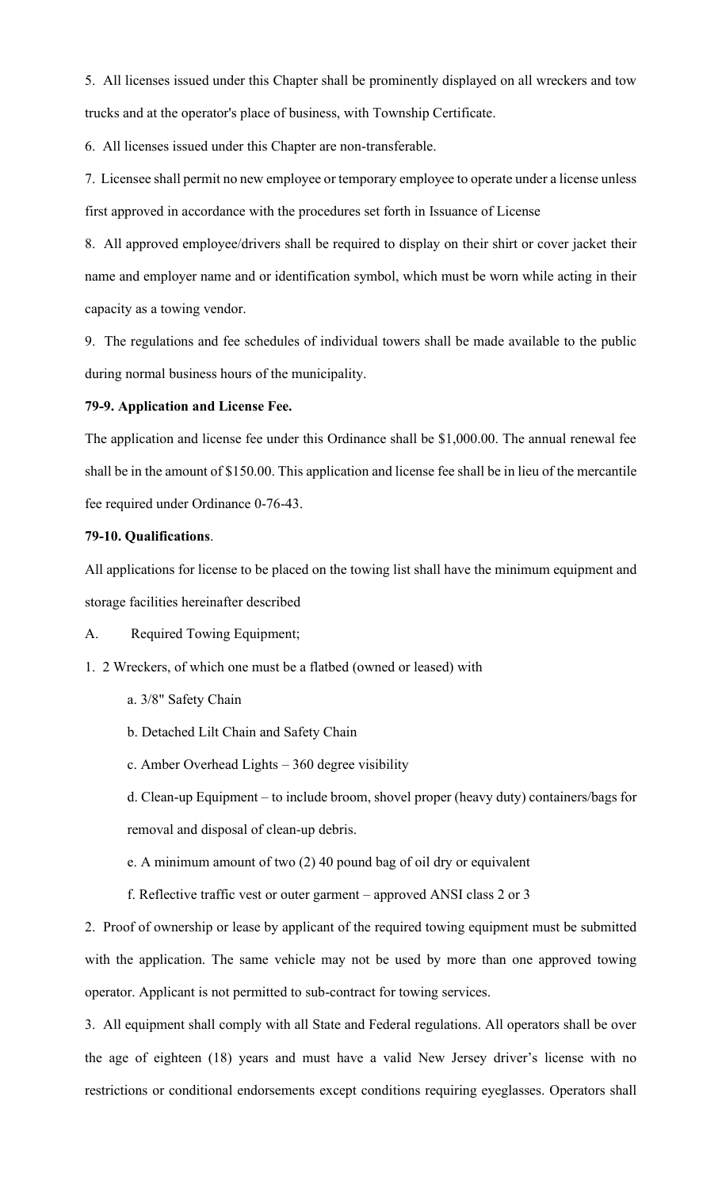5. All licenses issued under this Chapter shall be prominently displayed on all wreckers and tow trucks and at the operator's place of business, with Township Certificate.

6. All licenses issued under this Chapter are non-transferable.

7. Licensee shall permit no new employee or temporary employee to operate under a license unless first approved in accordance with the procedures set forth in Issuance of License

8. All approved employee/drivers shall be required to display on their shirt or cover jacket their name and employer name and or identification symbol, which must be worn while acting in their capacity as a towing vendor.

9. The regulations and fee schedules of individual towers shall be made available to the public during normal business hours of the municipality.

**79-9. Application and License Fee.**

The application and license fee under this Ordinance shall be $1,000.00. The annual renewal fee shall be in the amount of $150.00. This application and license fee shall be in lieu of the mercantile fee required under Ordinance 0-76-43.

**79-10. Qualifications**.

All applications for license to be placed on the towing list shall have the minimum equipment and storage facilities hereinafter described

A. Required Towing Equipment;

1. 2 Wreckers, of which one must be a flatbed (owned or leased) with

   a. 3/8" Safety Chain

   b. Detached Lilt Chain and Safety Chain

   c. Amber Overhead Lights – 360 degree visibility

   d. Clean-up Equipment – to include broom, shovel proper (heavy duty) containers/bags for removal and disposal of clean-up debris.

   e. A minimum amount of two (2) 40 pound bag of oil dry or equivalent

   f. Reflective traffic vest or outer garment – approved ANSI class 2 or 3

2. Proof of ownership or lease by applicant of the required towing equipment must be submitted with the application. The same vehicle may not be used by more than one approved towing operator. Applicant is not permitted to sub-contract for towing services.

3. All equipment shall comply with all State and Federal regulations. All operators shall be over the age of eighteen (18) years and must have a valid New Jersey driver's license with no restrictions or conditional endorsements except conditions requiring eyeglasses. Operators shall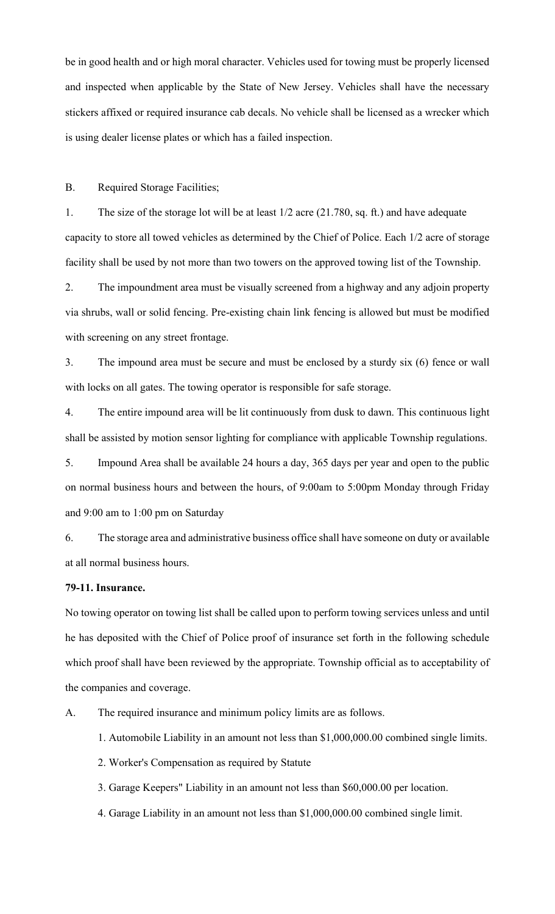be in good health and or high moral character. Vehicles used for towing must be properly licensed and inspected when applicable by the State of New Jersey. Vehicles shall have the necessary stickers affixed or required insurance cab decals. No vehicle shall be licensed as a wrecker which is using dealer license plates or which has a failed inspection.

B. Required Storage Facilities;

1. The size of the storage lot will be at least 1/2 acre (21.780, sq. ft.) and have adequate capacity to store all towed vehicles as determined by the Chief of Police. Each 1/2 acre of storage facility shall be used by not more than two towers on the approved towing list of the Township.

2. The impoundment area must be visually screened from a highway and any adjoin property via shrubs, wall or solid fencing. Pre-existing chain link fencing is allowed but must be modified with screening on any street frontage.

3. The impound area must be secure and must be enclosed by a sturdy six (6) fence or wall with locks on all gates. The towing operator is responsible for safe storage.

4. The entire impound area will be lit continuously from dusk to dawn. This continuous light shall be assisted by motion sensor lighting for compliance with applicable Township regulations.

5. Impound Area shall be available 24 hours a day, 365 days per year and open to the public on normal business hours and between the hours, of 9:00am to 5:00pm Monday through Friday and 9:00 am to 1:00 pm on Saturday

6. The storage area and administrative business office shall have someone on duty or available at all normal business hours.

**79-11. Insurance.**

No towing operator on towing list shall be called upon to perform towing services unless and until he has deposited with the Chief of Police proof of insurance set forth in the following schedule which proof shall have been reviewed by the appropriate. Township official as to acceptability of the companies and coverage.

A. The required insurance and minimum policy limits are as follows.

1. Automobile Liability in an amount not less than $1,000,000.00 combined single limits.

2. Worker's Compensation as required by Statute

3. Garage Keepers" Liability in an amount not less than $60,000.00 per location.

4. Garage Liability in an amount not less than $1,000,000.00 combined single limit.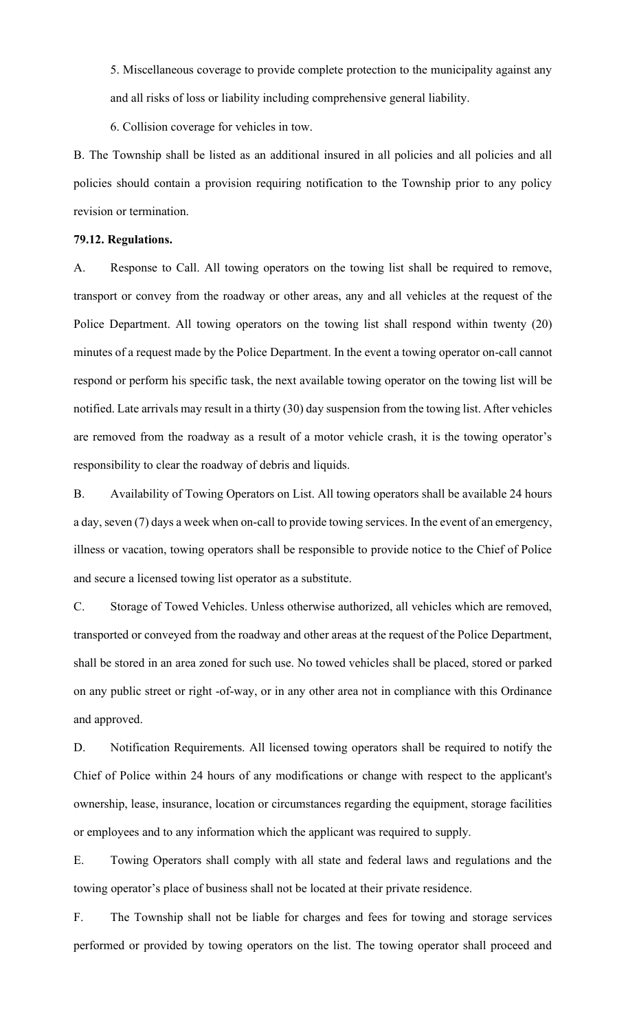5. Miscellaneous coverage to provide complete protection to the municipality against any and all risks of loss or liability including comprehensive general liability.

6. Collision coverage for vehicles in tow.

B. The Township shall be listed as an additional insured in all policies and all policies and all policies should contain a provision requiring notification to the Township prior to any policy revision or termination.

**79.12. Regulations.**

A. Response to Call. All towing operators on the towing list shall be required to remove, transport or convey from the roadway or other areas, any and all vehicles at the request of the Police Department. All towing operators on the towing list shall respond within twenty (20) minutes of a request made by the Police Department. In the event a towing operator on-call cannot respond or perform his specific task, the next available towing operator on the towing list will be notified. Late arrivals may result in a thirty (30) day suspension from the towing list. After vehicles are removed from the roadway as a result of a motor vehicle crash, it is the towing operator's responsibility to clear the roadway of debris and liquids.

B. Availability of Towing Operators on List. All towing operators shall be available 24 hours a day, seven (7) days a week when on-call to provide towing services. In the event of an emergency, illness or vacation, towing operators shall be responsible to provide notice to the Chief of Police and secure a licensed towing list operator as a substitute.

C. Storage of Towed Vehicles. Unless otherwise authorized, all vehicles which are removed, transported or conveyed from the roadway and other areas at the request of the Police Department, shall be stored in an area zoned for such use. No towed vehicles shall be placed, stored or parked on any public street or right -of-way, or in any other area not in compliance with this Ordinance and approved.

D. Notification Requirements. All licensed towing operators shall be required to notify the Chief of Police within 24 hours of any modifications or change with respect to the applicant's ownership, lease, insurance, location or circumstances regarding the equipment, storage facilities or employees and to any information which the applicant was required to supply.

E. Towing Operators shall comply with all state and federal laws and regulations and the towing operator's place of business shall not be located at their private residence.

F. The Township shall not be liable for charges and fees for towing and storage services performed or provided by towing operators on the list. The towing operator shall proceed and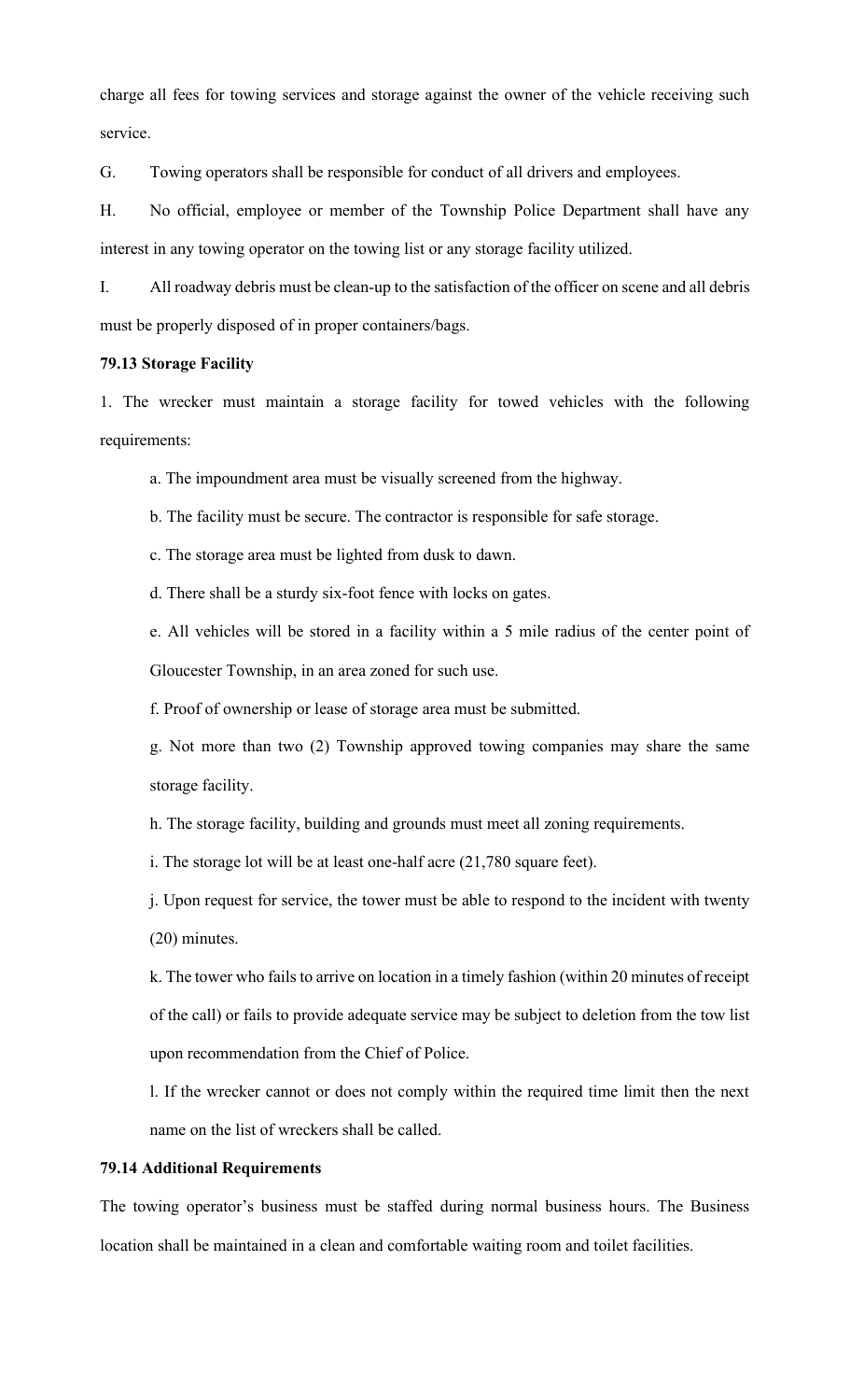charge all fees for towing services and storage against the owner of the vehicle receiving such service.

G. Towing operators shall be responsible for conduct of all drivers and employees.

H. No official, employee or member of the Township Police Department shall have any interest in any towing operator on the towing list or any storage facility utilized.

I. All roadway debris must be clean-up to the satisfaction of the officer on scene and all debris must be properly disposed of in proper containers/bags.

**79.13 Storage Facility**

1. The wrecker must maintain a storage facility for towed vehicles with the following requirements:

   a. The impoundment area must be visually screened from the highway.

   b. The facility must be secure. The contractor is responsible for safe storage.

   c. The storage area must be lighted from dusk to dawn.

   d. There shall be a sturdy six-foot fence with locks on gates.

   e. All vehicles will be stored in a facility within a 5 mile radius of the center point of Gloucester Township, in an area zoned for such use.

   f. Proof of ownership or lease of storage area must be submitted.

   g. Not more than two (2) Township approved towing companies may share the same storage facility.

   h. The storage facility, building and grounds must meet all zoning requirements.

   i. The storage lot will be at least one-half acre (21,780 square feet).

   j. Upon request for service, the tower must be able to respond to the incident with twenty (20) minutes.

   k. The tower who fails to arrive on location in a timely fashion (within 20 minutes of receipt of the call) or fails to provide adequate service may be subject to deletion from the tow list upon recommendation from the Chief of Police.

   l. If the wrecker cannot or does not comply within the required time limit then the next name on the list of wreckers shall be called.

**79.14 Additional Requirements**

The towing operator's business must be staffed during normal business hours. The Business location shall be maintained in a clean and comfortable waiting room and toilet facilities.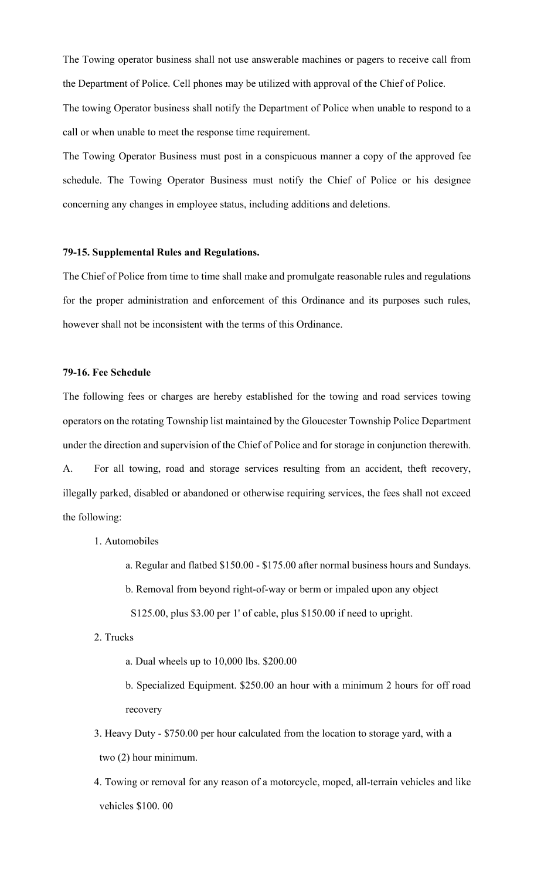The Towing operator business shall not use answerable machines or pagers to receive call from the Department of Police. Cell phones may be utilized with approval of the Chief of Police.

The towing Operator business shall notify the Department of Police when unable to respond to a call or when unable to meet the response time requirement.

The Towing Operator Business must post in a conspicuous manner a copy of the approved fee schedule. The Towing Operator Business must notify the Chief of Police or his designee concerning any changes in employee status, including additions and deletions.

**79-15. Supplemental Rules and Regulations.**

The Chief of Police from time to time shall make and promulgate reasonable rules and regulations for the proper administration and enforcement of this Ordinance and its purposes such rules, however shall not be inconsistent with the terms of this Ordinance.

**79-16. Fee Schedule**

The following fees or charges are hereby established for the towing and road services towing operators on the rotating Township list maintained by the Gloucester Township Police Department under the direction and supervision of the Chief of Police and for storage in conjunction therewith.

A. For all towing, road and storage services resulting from an accident, theft recovery, illegally parked, disabled or abandoned or otherwise requiring services, the fees shall not exceed the following:

1. Automobiles

   a. Regular and flatbed $150.00 - $175.00 after normal business hours and Sundays.

   b. Removal from beyond right-of-way or berm or impaled upon any object S125.00, plus $3.00 per 1' of cable, plus $150.00 if need to upright.

2. Trucks

   a. Dual wheels up to 10,000 lbs. $200.00

   b. Specialized Equipment. $250.00 an hour with a minimum 2 hours for off road recovery

3. Heavy Duty - $750.00 per hour calculated from the location to storage yard, with a two (2) hour minimum.

4. Towing or removal for any reason of a motorcycle, moped, all-terrain vehicles and like vehicles $100. 00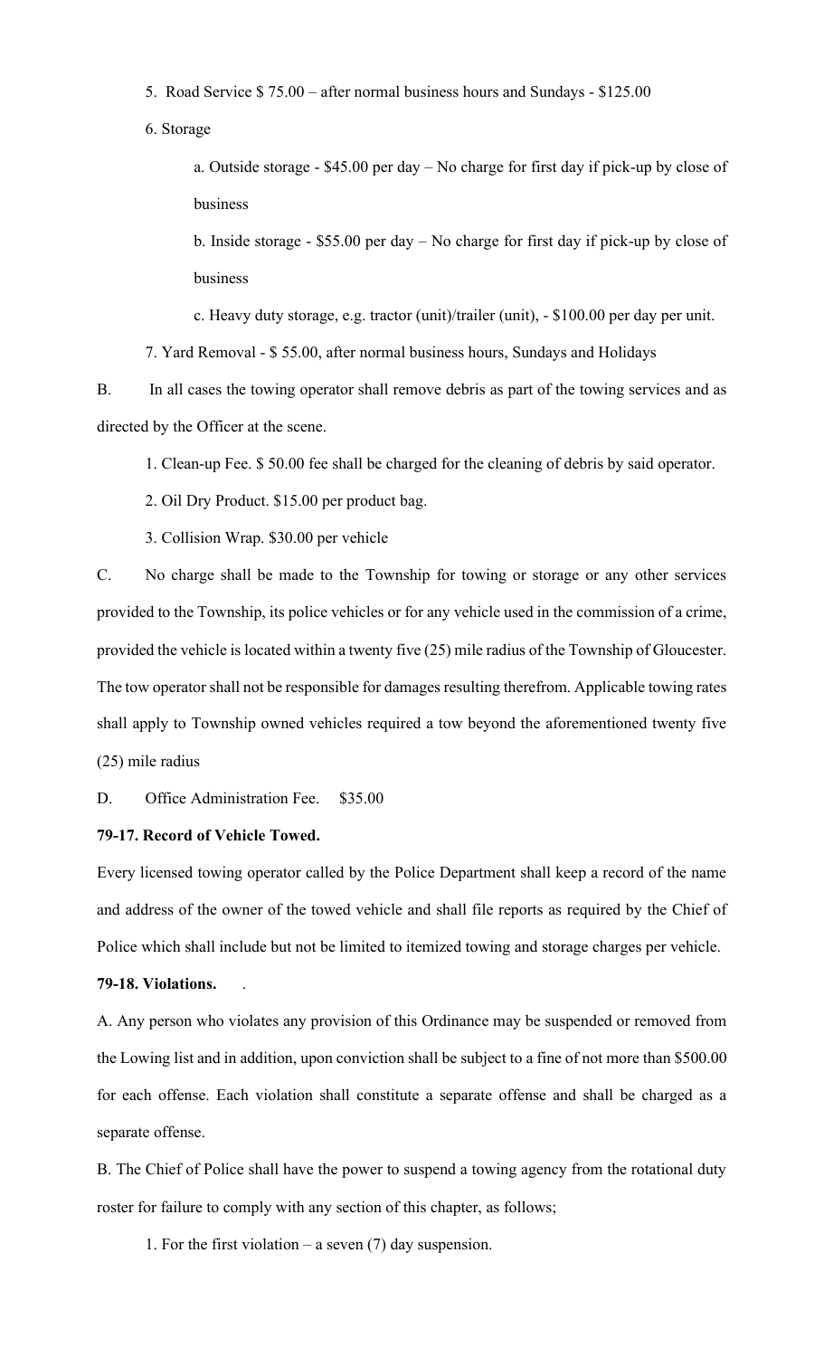5. Road Service $ 75.00 – after normal business hours and Sundays - $125.00

6. Storage

a. Outside storage - $45.00 per day – No charge for first day if pick-up by close of business

b. Inside storage - $55.00 per day – No charge for first day if pick-up by close of business

c. Heavy duty storage, e.g. tractor (unit)/trailer (unit), - $100.00 per day per unit.

7. Yard Removal - $ 55.00, after normal business hours, Sundays and Holidays

B. In all cases the towing operator shall remove debris as part of the towing services and as directed by the Officer at the scene.

1. Clean-up Fee. $ 50.00 fee shall be charged for the cleaning of debris by said operator.

2. Oil Dry Product. $15.00 per product bag.

3. Collision Wrap. $30.00 per vehicle

C. No charge shall be made to the Township for towing or storage or any other services provided to the Township, its police vehicles or for any vehicle used in the commission of a crime, provided the vehicle is located within a twenty five (25) mile radius of the Township of Gloucester. The tow operator shall not be responsible for damages resulting therefrom. Applicable towing rates shall apply to Township owned vehicles required a tow beyond the aforementioned twenty five (25) mile radius

D. Office Administration Fee. $35.00

**79-17. Record of Vehicle Towed.**

Every licensed towing operator called by the Police Department shall keep a record of the name and address of the owner of the towed vehicle and shall file reports as required by the Chief of Police which shall include but not be limited to itemized towing and storage charges per vehicle.

**79-18. Violations.** .

A. Any person who violates any provision of this Ordinance may be suspended or removed from the Lowing list and in addition, upon conviction shall be subject to a fine of not more than $500.00 for each offense. Each violation shall constitute a separate offense and shall be charged as a separate offense.

B. The Chief of Police shall have the power to suspend a towing agency from the rotational duty roster for failure to comply with any section of this chapter, as follows;

1. For the first violation – a seven (7) day suspension.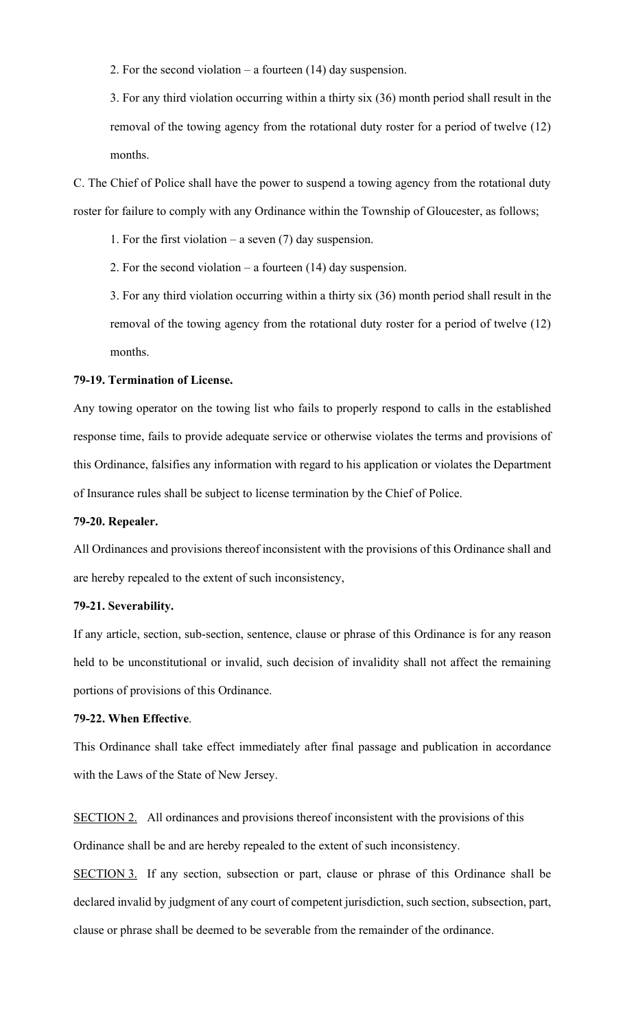2. For the second violation – a fourteen (14) day suspension.

3. For any third violation occurring within a thirty six (36) month period shall result in the removal of the towing agency from the rotational duty roster for a period of twelve (12) months.

C. The Chief of Police shall have the power to suspend a towing agency from the rotational duty roster for failure to comply with any Ordinance within the Township of Gloucester, as follows;

1. For the first violation – a seven (7) day suspension.

2. For the second violation – a fourteen (14) day suspension.

3. For any third violation occurring within a thirty six (36) month period shall result in the removal of the towing agency from the rotational duty roster for a period of twelve (12) months.

**79-19. Termination of License.**

Any towing operator on the towing list who fails to properly respond to calls in the established response time, fails to provide adequate service or otherwise violates the terms and provisions of this Ordinance, falsifies any information with regard to his application or violates the Department of Insurance rules shall be subject to license termination by the Chief of Police.

**79-20. Repealer.**

All Ordinances and provisions thereof inconsistent with the provisions of this Ordinance shall and are hereby repealed to the extent of such inconsistency,

**79-21. Severability.**

If any article, section, sub-section, sentence, clause or phrase of this Ordinance is for any reason held to be unconstitutional or invalid, such decision of invalidity shall not affect the remaining portions of provisions of this Ordinance.

**79-22. When Effective**.

This Ordinance shall take effect immediately after final passage and publication in accordance with the Laws of the State of New Jersey.

SECTION 2. All ordinances and provisions thereof inconsistent with the provisions of this Ordinance shall be and are hereby repealed to the extent of such inconsistency.

SECTION 3. If any section, subsection or part, clause or phrase of this Ordinance shall be declared invalid by judgment of any court of competent jurisdiction, such section, subsection, part, clause or phrase shall be deemed to be severable from the remainder of the ordinance.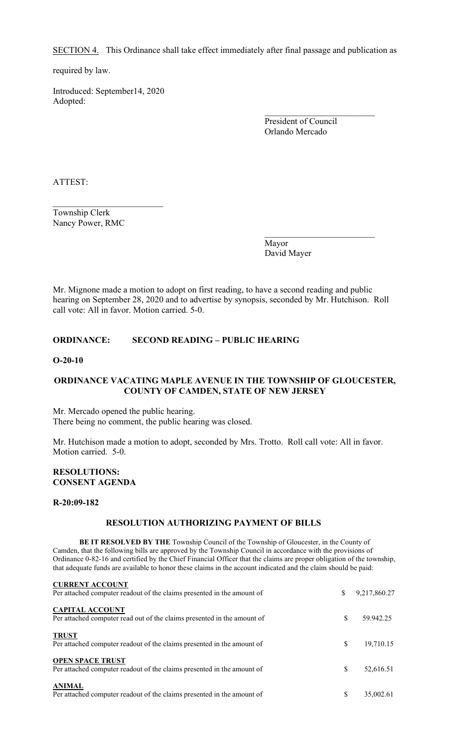SECTION 4. This Ordinance shall take effect immediately after final passage and publication as required by law.

Introduced: September14, 2020
Adopted:

\_\_\_\_\_\_\_\_\_\_\_\_\_\_\_\_\_\_\_\_\_\_\_\_\_
President of Council
Orlando Mercado

ATTEST:

\_\_\_\_\_\_\_\_\_\_\_\_\_\_\_\_\_\_\_\_\_\_\_\_\_
Township Clerk
Nancy Power, RMC

\_\_\_\_\_\_\_\_\_\_\_\_\_\_\_\_\_\_\_\_\_\_\_\_\_
Mayor
David Mayer

Mr. Mignone made a motion to adopt on first reading, to have a second reading and public hearing on September 28, 2020 and to advertise by synopsis, seconded by Mr. Hutchison. Roll call vote: All in favor. Motion carried. 5-0.

**ORDINANCE: SECOND READING – PUBLIC HEARING**

**O-20-10**

**ORDINANCE VACATING MAPLE AVENUE IN THE TOWNSHIP OF GLOUCESTER, COUNTY OF CAMDEN, STATE OF NEW JERSEY**

Mr. Mercado opened the public hearing.
There being no comment, the public hearing was closed.

Mr. Hutchison made a motion to adopt, seconded by Mrs. Trotto. Roll call vote: All in favor. Motion carried. 5-0.

**RESOLUTIONS:**
**CONSENT AGENDA**

**R-20:09-182**

**RESOLUTION AUTHORIZING PAYMENT OF BILLS**

**BE IT RESOLVED BY THE** Township Council of the Township of Gloucester, in the County of Camden, that the following bills are approved by the Township Council in accordance with the provisions of Ordinance 0-82-16 and certified by the Chief Financial Officer that the claims are proper obligation of the township, that adequate funds are available to honor these claims in the account indicated and the claim should be paid:

| | | |
|---|---|---|
| **CURRENT ACCOUNT**<br>Per attached computer readout of the claims presented in the amount of | $ | 9,217,860.27 |
| **CAPITAL ACCOUNT**<br>Per attached computer read out of the claims presented in the amount of | $ | 59.942.25 |
| **TRUST**<br>Per attached computer readout of the claims presented in the amount of | $ | 19,710.15 |
| **OPEN SPACE TRUST**<br>Per attached computer readout of the claims presented in the amount of | $ | 52,616.51 |
| **ANIMAL**<br>Per attached computer readout of the claims presented in the amount of | $ | 35,002.61 |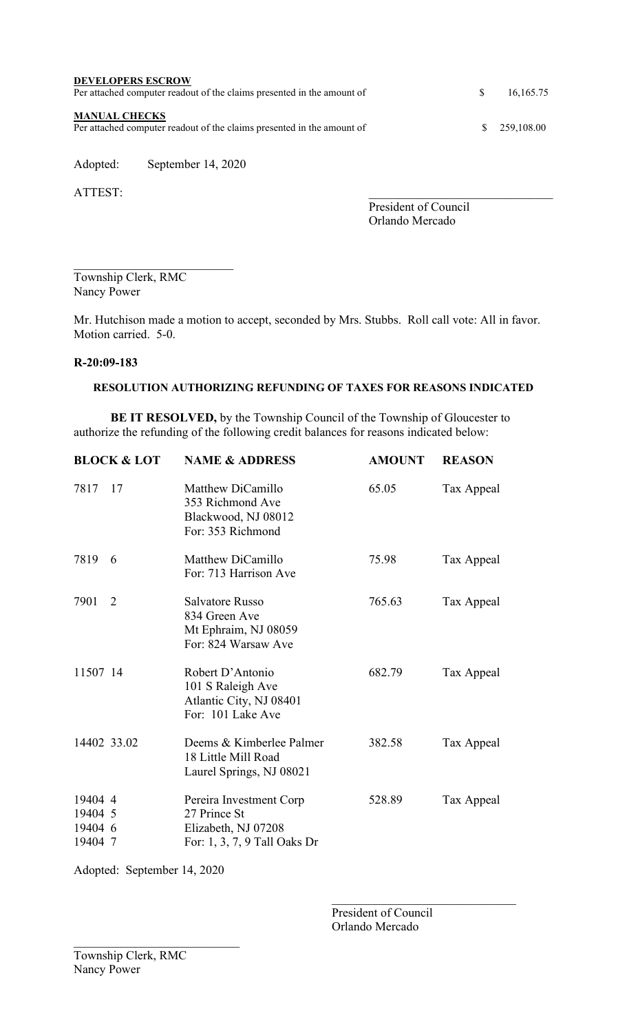**DEVELOPERS ESCROW**
Per attached computer readout of the claims presented in the amount of $ 16,165.75

**MANUAL CHECKS**
Per attached computer readout of the claims presented in the amount of $ 259,108.00

Adopted: September 14, 2020

ATTEST:

\_\_\_\_\_\_\_\_\_\_\_\_\_\_\_\_\_\_\_\_\_\_\_\_\_\_\_\_\_\_
President of Council
Orlando Mercado

\_\_\_\_\_\_\_\_\_\_\_\_\_\_\_\_\_\_\_\_\_\_\_\_\_\_\_\_\_\_
Township Clerk, RMC
Nancy Power

Mr. Hutchison made a motion to accept, seconded by Mrs. Stubbs. Roll call vote: All in favor. Motion carried. 5-0.

**R-20:09-183**

**RESOLUTION AUTHORIZING REFUNDING OF TAXES FOR REASONS INDICATED**

**BE IT RESOLVED,** by the Township Council of the Township of Gloucester to authorize the refunding of the following credit balances for reasons indicated below:

| BLOCK & LOT | NAME & ADDRESS | AMOUNT | REASON |
|---|---|---|---|
| 7817 17 | Matthew DiCamillo<br>353 Richmond Ave<br>Blackwood, NJ 08012<br>For: 353 Richmond | 65.05 | Tax Appeal |
| 7819 6 | Matthew DiCamillo<br>For: 713 Harrison Ave | 75.98 | Tax Appeal |
| 7901 2 | Salvatore Russo<br>834 Green Ave<br>Mt Ephraim, NJ 08059<br>For: 824 Warsaw Ave | 765.63 | Tax Appeal |
| 11507 14 | Robert D'Antonio<br>101 S Raleigh Ave<br>Atlantic City, NJ 08401<br>For: 101 Lake Ave | 682.79 | Tax Appeal |
| 14402 33.02 | Deems & Kimberlee Palmer<br>18 Little Mill Road<br>Laurel Springs, NJ 08021 | 382.58 | Tax Appeal |
| 19404 4<br>19404 5<br>19404 6<br>19404 7 | Pereira Investment Corp<br>27 Prince St<br>Elizabeth, NJ 07208<br>For: 1, 3, 7, 9 Tall Oaks Dr | 528.89 | Tax Appeal |

Adopted: September 14, 2020

\_\_\_\_\_\_\_\_\_\_\_\_\_\_\_\_\_\_\_\_\_\_\_\_\_\_\_\_\_\_
President of Council
Orlando Mercado

\_\_\_\_\_\_\_\_\_\_\_\_\_\_\_\_\_\_\_\_\_\_\_\_\_\_\_\_\_\_
Township Clerk, RMC
Nancy Power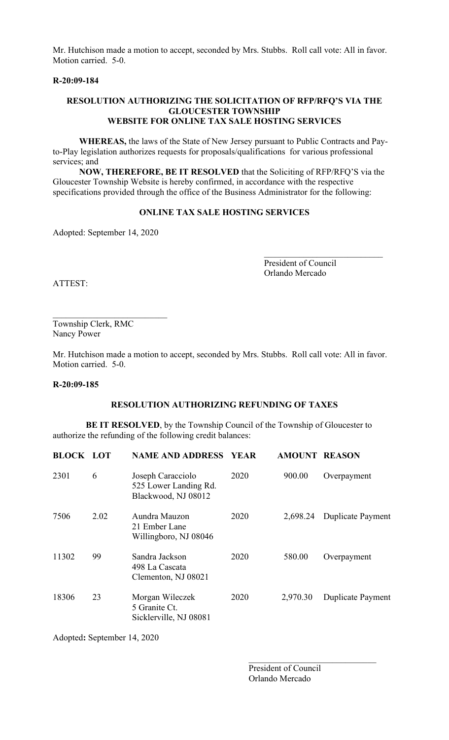Mr. Hutchison made a motion to accept, seconded by Mrs. Stubbs. Roll call vote: All in favor. Motion carried. 5-0.

**R-20:09-184**

**RESOLUTION AUTHORIZING THE SOLICITATION OF RFP/RFQ'S VIA THE GLOUCESTER TOWNSHIP WEBSITE FOR ONLINE TAX SALE HOSTING SERVICES**

**WHEREAS,** the laws of the State of New Jersey pursuant to Public Contracts and Pay-to-Play legislation authorizes requests for proposals/qualifications for various professional services; and

**NOW, THEREFORE, BE IT RESOLVED** that the Soliciting of RFP/RFQ'S via the Gloucester Township Website is hereby confirmed, in accordance with the respective specifications provided through the office of the Business Administrator for the following:

**ONLINE TAX SALE HOSTING SERVICES**

Adopted: September 14, 2020

\_\_\_\_\_\_\_\_\_\_\_\_\_\_\_\_\_\_\_\_\_\_\_\_\_\_\_\_
President of Council
Orlando Mercado

ATTEST:

\_\_\_\_\_\_\_\_\_\_\_\_\_\_\_\_\_\_\_\_\_\_\_\_\_\_\_\_
Township Clerk, RMC
Nancy Power

Mr. Hutchison made a motion to accept, seconded by Mrs. Stubbs. Roll call vote: All in favor. Motion carried. 5-0.

**R-20:09-185**

**RESOLUTION AUTHORIZING REFUNDING OF TAXES**

**BE IT RESOLVED**, by the Township Council of the Township of Gloucester to authorize the refunding of the following credit balances:

| BLOCK | LOT | NAME AND ADDRESS | YEAR | AMOUNT | REASON |
|---|---|---|---|---|---|
| 2301 | 6 | Joseph Caracciolo<br>525 Lower Landing Rd.<br>Blackwood, NJ 08012 | 2020 | 900.00 | Overpayment |
| 7506 | 2.02 | Aundra Mauzon<br>21 Ember Lane<br>Willingboro, NJ 08046 | 2020 | 2,698.24 | Duplicate Payment |
| 11302 | 99 | Sandra Jackson<br>498 La Cascata<br>Clementon, NJ 08021 | 2020 | 580.00 | Overpayment |
| 18306 | 23 | Morgan Wileczek<br>5 Granite Ct.<br>Sicklerville, NJ 08081 | 2020 | 2,970.30 | Duplicate Payment |

Adopted**:** September 14, 2020

\_\_\_\_\_\_\_\_\_\_\_\_\_\_\_\_\_\_\_\_\_\_\_\_\_\_\_\_
President of Council
Orlando Mercado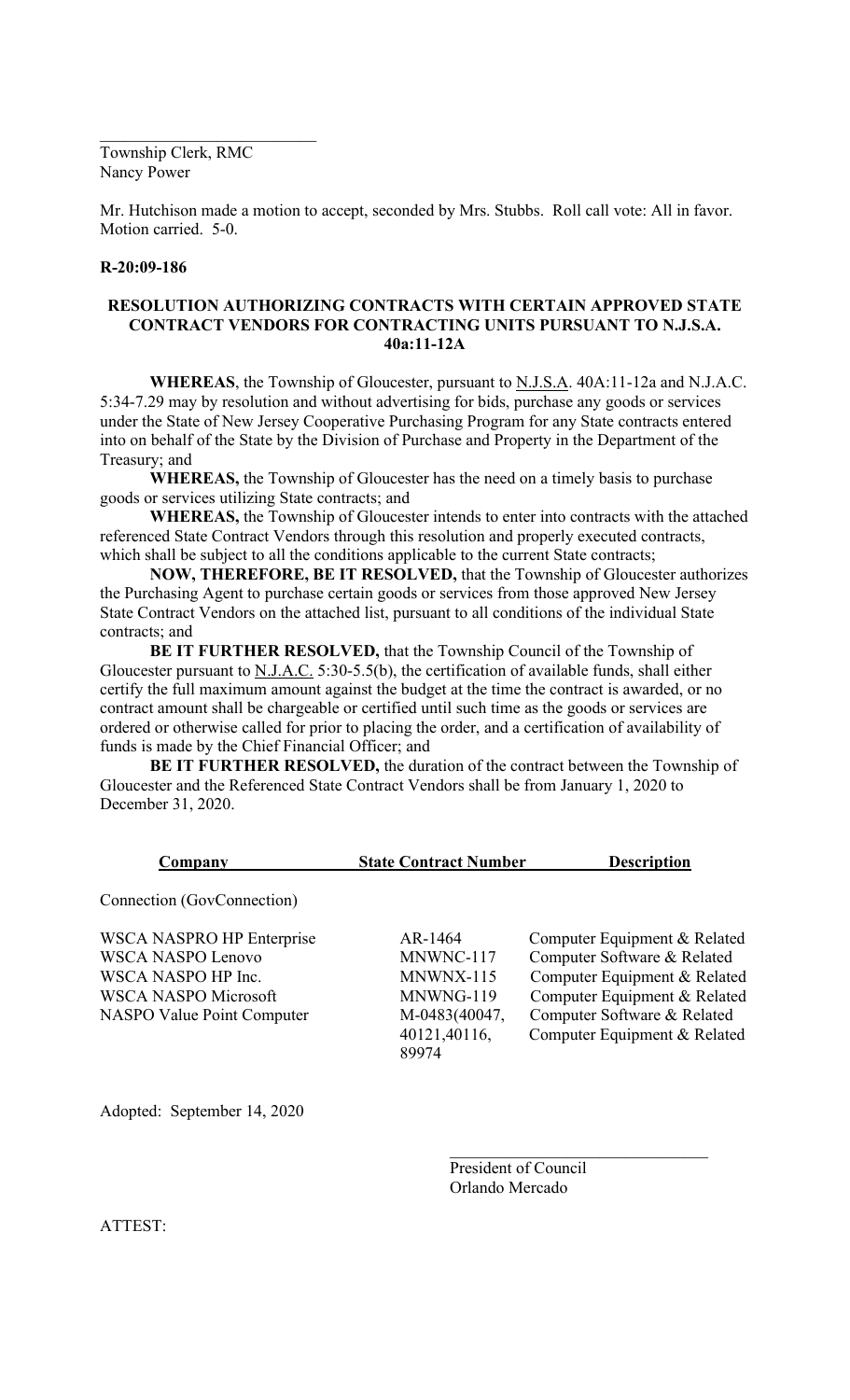\_\_\_\_\_\_\_\_\_\_\_\_\_\_\_\_\_\_\_\_\_\_\_\_\_\_

Township Clerk, RMC
Nancy Power

Mr. Hutchison made a motion to accept, seconded by Mrs. Stubbs. Roll call vote: All in favor. Motion carried. 5-0.

**R-20:09-186**

**RESOLUTION AUTHORIZING CONTRACTS WITH CERTAIN APPROVED STATE CONTRACT VENDORS FOR CONTRACTING UNITS PURSUANT TO N.J.S.A. 40a:11-12A**

**WHEREAS**, the Township of Gloucester, pursuant to N.J.S.A. 40A:11-12a and N.J.A.C. 5:34-7.29 may by resolution and without advertising for bids, purchase any goods or services under the State of New Jersey Cooperative Purchasing Program for any State contracts entered into on behalf of the State by the Division of Purchase and Property in the Department of the Treasury; and

**WHEREAS,** the Township of Gloucester has the need on a timely basis to purchase goods or services utilizing State contracts; and

**WHEREAS,** the Township of Gloucester intends to enter into contracts with the attached referenced State Contract Vendors through this resolution and properly executed contracts, which shall be subject to all the conditions applicable to the current State contracts;

**NOW, THEREFORE, BE IT RESOLVED,** that the Township of Gloucester authorizes the Purchasing Agent to purchase certain goods or services from those approved New Jersey State Contract Vendors on the attached list, pursuant to all conditions of the individual State contracts; and

**BE IT FURTHER RESOLVED,** that the Township Council of the Township of Gloucester pursuant to N.J.A.C. 5:30-5.5(b), the certification of available funds, shall either certify the full maximum amount against the budget at the time the contract is awarded, or no contract amount shall be chargeable or certified until such time as the goods or services are ordered or otherwise called for prior to placing the order, and a certification of availability of funds is made by the Chief Financial Officer; and

**BE IT FURTHER RESOLVED,** the duration of the contract between the Township of Gloucester and the Referenced State Contract Vendors shall be from January 1, 2020 to December 31, 2020.

| Company | State Contract Number | Description |
|---|---|---|
| Connection (GovConnection) | | |
| WSCA NASPRO HP Enterprise | AR-1464 | Computer Equipment & Related |
| WSCA NASPO Lenovo | MNWNC-117 | Computer Software & Related |
| WSCA NASPO HP Inc. | MNWNX-115 | Computer Equipment & Related |
| WSCA NASPO Microsoft | MNWNG-119 | Computer Equipment & Related |
| NASPO Value Point Computer | M-0483(40047, 40121,40116, 89974 | Computer Software & Related<br>Computer Equipment & Related |

Adopted: September 14, 2020

\_\_\_\_\_\_\_\_\_\_\_\_\_\_\_\_\_\_\_\_\_\_\_\_\_\_\_\_\_\_

President of Council
Orlando Mercado

ATTEST: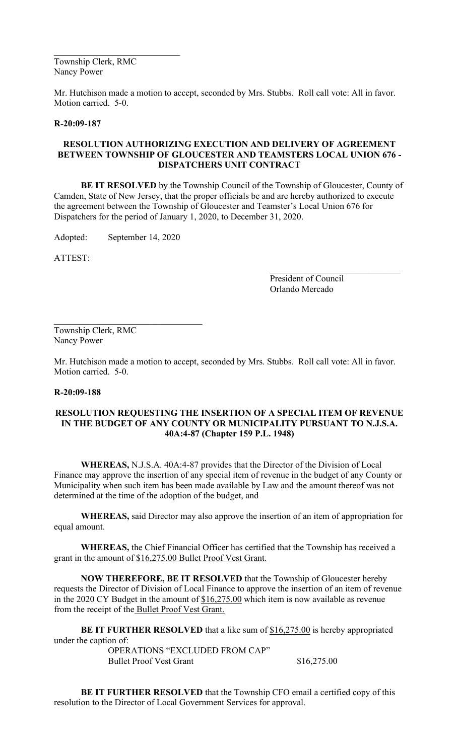\_\_\_\_\_\_\_\_\_\_\_\_\_\_\_\_\_\_\_\_\_\_\_\_\_\_\_\_\_\_
Township Clerk, RMC
Nancy Power

Mr. Hutchison made a motion to accept, seconded by Mrs. Stubbs. Roll call vote: All in favor. Motion carried. 5-0.

**R-20:09-187**

**RESOLUTION AUTHORIZING EXECUTION AND DELIVERY OF AGREEMENT BETWEEN TOWNSHIP OF GLOUCESTER AND TEAMSTERS LOCAL UNION 676 - DISPATCHERS UNIT CONTRACT**

**BE IT RESOLVED** by the Township Council of the Township of Gloucester, County of Camden, State of New Jersey, that the proper officials be and are hereby authorized to execute the agreement between the Township of Gloucester and Teamster's Local Union 676 for Dispatchers for the period of January 1, 2020, to December 31, 2020.

Adopted: September 14, 2020

ATTEST:

\_\_\_\_\_\_\_\_\_\_\_\_\_\_\_\_\_\_\_\_\_\_\_\_\_\_\_\_\_\_
President of Council
Orlando Mercado

\_\_\_\_\_\_\_\_\_\_\_\_\_\_\_\_\_\_\_\_\_\_\_\_\_\_\_\_\_\_
Township Clerk, RMC
Nancy Power

Mr. Hutchison made a motion to accept, seconded by Mrs. Stubbs. Roll call vote: All in favor. Motion carried. 5-0.

**R-20:09-188**

**RESOLUTION REQUESTING THE INSERTION OF A SPECIAL ITEM OF REVENUE IN THE BUDGET OF ANY COUNTY OR MUNICIPALITY PURSUANT TO N.J.S.A. 40A:4-87 (Chapter 159 P.L. 1948)**

**WHEREAS,** N.J.S.A. 40A:4-87 provides that the Director of the Division of Local Finance may approve the insertion of any special item of revenue in the budget of any County or Municipality when such item has been made available by Law and the amount thereof was not determined at the time of the adoption of the budget, and

**WHEREAS,** said Director may also approve the insertion of an item of appropriation for equal amount.

**WHEREAS,** the Chief Financial Officer has certified that the Township has received a grant in the amount of $16,275.00 Bullet Proof Vest Grant.

**NOW THEREFORE, BE IT RESOLVED** that the Township of Gloucester hereby requests the Director of Division of Local Finance to approve the insertion of an item of revenue in the 2020 CY Budget in the amount of $16,275.00 which item is now available as revenue from the receipt of the Bullet Proof Vest Grant.

**BE IT FURTHER RESOLVED** that a like sum of $16,275.00 is hereby appropriated under the caption of:

OPERATIONS "EXCLUDED FROM CAP"
Bullet Proof Vest Grant $16,275.00

**BE IT FURTHER RESOLVED** that the Township CFO email a certified copy of this resolution to the Director of Local Government Services for approval.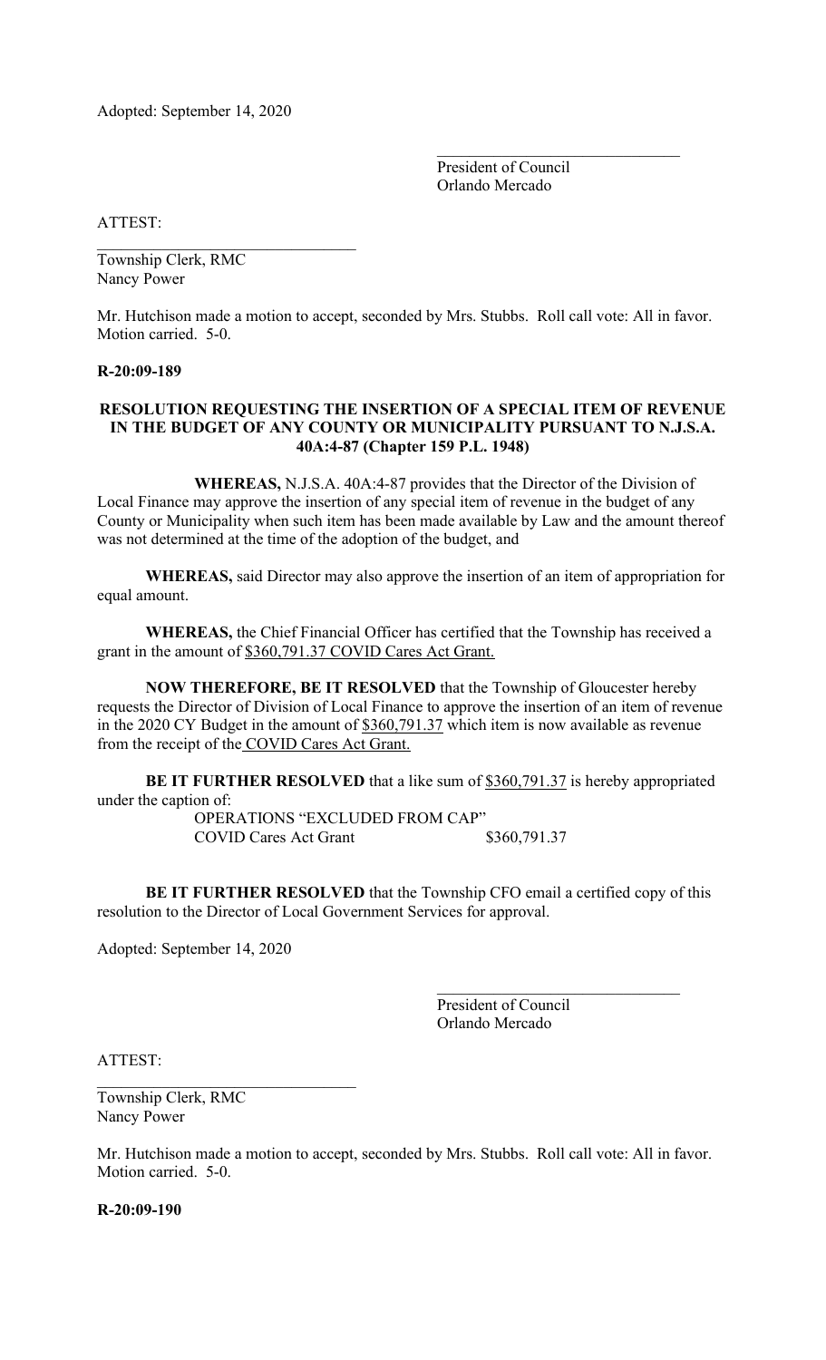Adopted: September 14, 2020

\_\_\_\_\_\_\_\_\_\_\_\_\_\_\_\_\_\_\_\_\_\_\_\_\_\_\_\_\_\_
President of Council
Orlando Mercado

ATTEST:

\_\_\_\_\_\_\_\_\_\_\_\_\_\_\_\_\_\_\_\_\_\_\_\_\_\_\_\_\_\_
Township Clerk, RMC
Nancy Power

Mr. Hutchison made a motion to accept, seconded by Mrs. Stubbs. Roll call vote: All in favor. Motion carried. 5-0.

**R-20:09-189**

**RESOLUTION REQUESTING THE INSERTION OF A SPECIAL ITEM OF REVENUE IN THE BUDGET OF ANY COUNTY OR MUNICIPALITY PURSUANT TO N.J.S.A. 40A:4-87 (Chapter 159 P.L. 1948)**

**WHEREAS,** N.J.S.A. 40A:4-87 provides that the Director of the Division of Local Finance may approve the insertion of any special item of revenue in the budget of any County or Municipality when such item has been made available by Law and the amount thereof was not determined at the time of the adoption of the budget, and

**WHEREAS,** said Director may also approve the insertion of an item of appropriation for equal amount.

**WHEREAS,** the Chief Financial Officer has certified that the Township has received a grant in the amount of $360,791.37 COVID Cares Act Grant.

**NOW THEREFORE, BE IT RESOLVED** that the Township of Gloucester hereby requests the Director of Division of Local Finance to approve the insertion of an item of revenue in the 2020 CY Budget in the amount of $360,791.37 which item is now available as revenue from the receipt of the COVID Cares Act Grant.

**BE IT FURTHER RESOLVED** that a like sum of $360,791.37 is hereby appropriated under the caption of:

OPERATIONS "EXCLUDED FROM CAP"
COVID Cares Act Grant $360,791.37

**BE IT FURTHER RESOLVED** that the Township CFO email a certified copy of this resolution to the Director of Local Government Services for approval.

Adopted: September 14, 2020

\_\_\_\_\_\_\_\_\_\_\_\_\_\_\_\_\_\_\_\_\_\_\_\_\_\_\_\_\_\_
President of Council
Orlando Mercado

ATTEST:

\_\_\_\_\_\_\_\_\_\_\_\_\_\_\_\_\_\_\_\_\_\_\_\_\_\_\_\_\_\_
Township Clerk, RMC
Nancy Power

Mr. Hutchison made a motion to accept, seconded by Mrs. Stubbs. Roll call vote: All in favor. Motion carried. 5-0.

**R-20:09-190**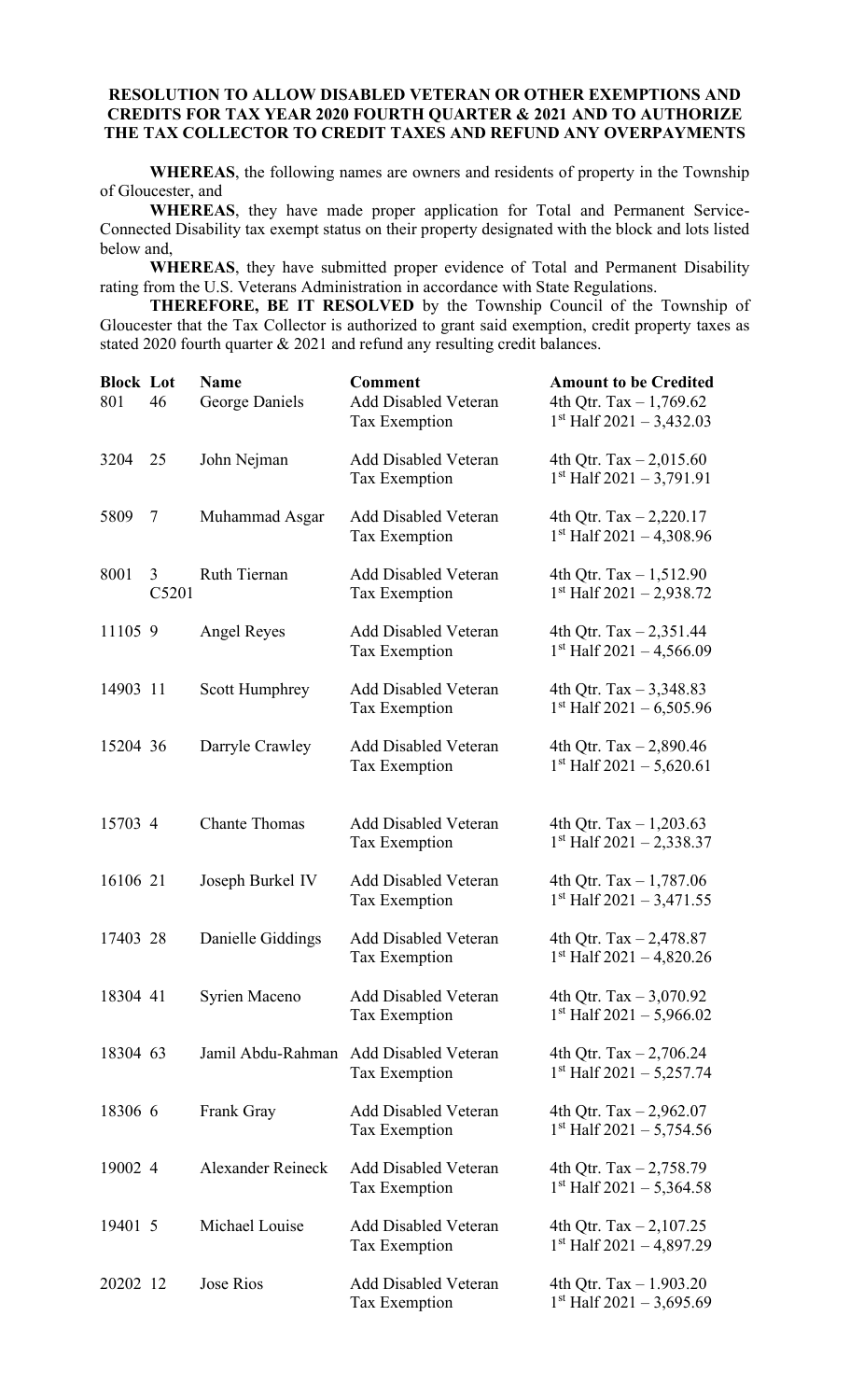**RESOLUTION TO ALLOW DISABLED VETERAN OR OTHER EXEMPTIONS AND CREDITS FOR TAX YEAR 2020 FOURTH QUARTER & 2021 AND TO AUTHORIZE THE TAX COLLECTOR TO CREDIT TAXES AND REFUND ANY OVERPAYMENTS**

**WHEREAS**, the following names are owners and residents of property in the Township of Gloucester, and

**WHEREAS**, they have made proper application for Total and Permanent Service-Connected Disability tax exempt status on their property designated with the block and lots listed below and,

**WHEREAS**, they have submitted proper evidence of Total and Permanent Disability rating from the U.S. Veterans Administration in accordance with State Regulations.

**THEREFORE, BE IT RESOLVED** by the Township Council of the Township of Gloucester that the Tax Collector is authorized to grant said exemption, credit property taxes as stated 2020 fourth quarter & 2021 and refund any resulting credit balances.

| Block | Lot | Name | Comment | Amount to be Credited |
|---|---|---|---|---|
| 801 | 46 | George Daniels | Add Disabled Veteran Tax Exemption | 4th Qtr. Tax – 1,769.62<br>1st Half 2021 – 3,432.03 |
| 3204 | 25 | John Nejman | Add Disabled Veteran Tax Exemption | 4th Qtr. Tax – 2,015.60<br>1st Half 2021 – 3,791.91 |
| 5809 | 7 | Muhammad Asgar | Add Disabled Veteran Tax Exemption | 4th Qtr. Tax – 2,220.17<br>1st Half 2021 – 4,308.96 |
| 8001 | 3 C5201 | Ruth Tiernan | Add Disabled Veteran Tax Exemption | 4th Qtr. Tax – 1,512.90<br>1st Half 2021 – 2,938.72 |
| 11105 | 9 | Angel Reyes | Add Disabled Veteran Tax Exemption | 4th Qtr. Tax – 2,351.44<br>1st Half 2021 – 4,566.09 |
| 14903 | 11 | Scott Humphrey | Add Disabled Veteran Tax Exemption | 4th Qtr. Tax – 3,348.83<br>1st Half 2021 – 6,505.96 |
| 15204 | 36 | Darryle Crawley | Add Disabled Veteran Tax Exemption | 4th Qtr. Tax – 2,890.46<br>1st Half 2021 – 5,620.61 |
| 15703 | 4 | Chante Thomas | Add Disabled Veteran Tax Exemption | 4th Qtr. Tax – 1,203.63<br>1st Half 2021 – 2,338.37 |
| 16106 | 21 | Joseph Burkel IV | Add Disabled Veteran Tax Exemption | 4th Qtr. Tax – 1,787.06<br>1st Half 2021 – 3,471.55 |
| 17403 | 28 | Danielle Giddings | Add Disabled Veteran Tax Exemption | 4th Qtr. Tax – 2,478.87<br>1st Half 2021 – 4,820.26 |
| 18304 | 41 | Syrien Maceno | Add Disabled Veteran Tax Exemption | 4th Qtr. Tax – 3,070.92<br>1st Half 2021 – 5,966.02 |
| 18304 | 63 | Jamil Abdu-Rahman | Add Disabled Veteran Tax Exemption | 4th Qtr. Tax – 2,706.24<br>1st Half 2021 – 5,257.74 |
| 18306 | 6 | Frank Gray | Add Disabled Veteran Tax Exemption | 4th Qtr. Tax – 2,962.07<br>1st Half 2021 – 5,754.56 |
| 19002 | 4 | Alexander Reineck | Add Disabled Veteran Tax Exemption | 4th Qtr. Tax – 2,758.79<br>1st Half 2021 – 5,364.58 |
| 19401 | 5 | Michael Louise | Add Disabled Veteran Tax Exemption | 4th Qtr. Tax – 2,107.25<br>1st Half 2021 – 4,897.29 |
| 20202 | 12 | Jose Rios | Add Disabled Veteran Tax Exemption | 4th Qtr. Tax – 1.903.20<br>1st Half 2021 – 3,695.69 |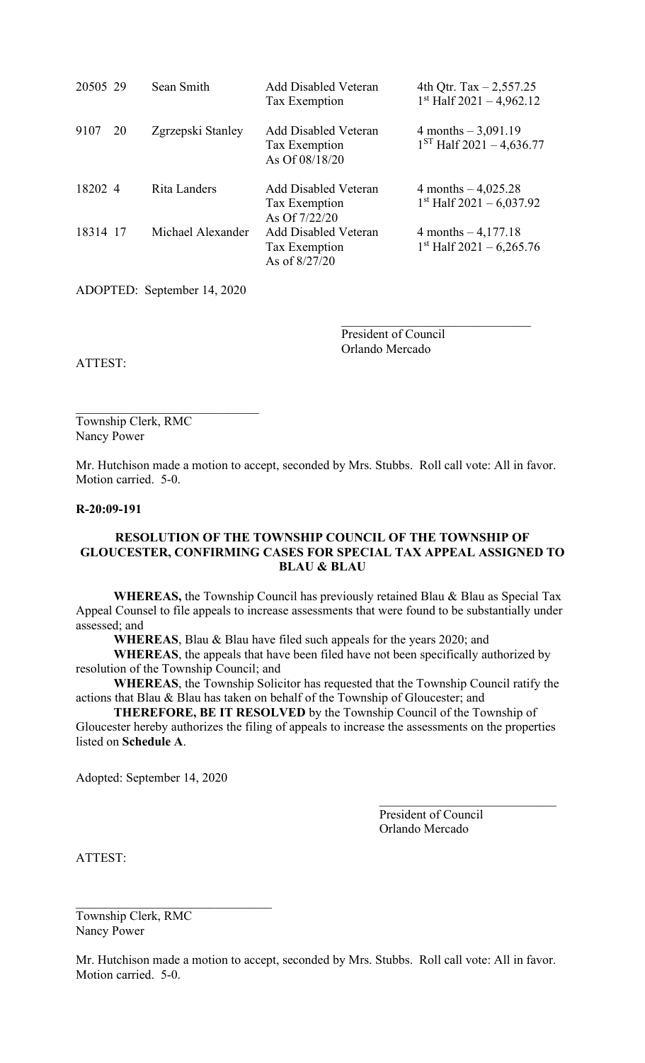| | | | |
|---|---|---|---|
| 20505 29 | Sean Smith | Add Disabled Veteran Tax Exemption | 4th Qtr. Tax – 2,557.25<br>1st Half 2021 – 4,962.12 |
| 9107 20 | Zgrzepski Stanley | Add Disabled Veteran Tax Exemption As Of 08/18/20 | 4 months – 3,091.19<br>1ST Half 2021 – 4,636.77 |
| 18202 4 | Rita Landers | Add Disabled Veteran Tax Exemption As Of 7/22/20 | 4 months – 4,025.28<br>1st Half 2021 – 6,037.92 |
| 18314 17 | Michael Alexander | Add Disabled Veteran Tax Exemption As of 8/27/20 | 4 months – 4,177.18<br>1st Half 2021 – 6,265.76 |

ADOPTED: September 14, 2020

_____________________________
President of Council
Orlando Mercado

ATTEST:

_____________________________
Township Clerk, RMC
Nancy Power

Mr. Hutchison made a motion to accept, seconded by Mrs. Stubbs. Roll call vote: All in favor. Motion carried. 5-0.

**R-20:09-191**

**RESOLUTION OF THE TOWNSHIP COUNCIL OF THE TOWNSHIP OF GLOUCESTER, CONFIRMING CASES FOR SPECIAL TAX APPEAL ASSIGNED TO BLAU & BLAU**

**WHEREAS,** the Township Council has previously retained Blau & Blau as Special Tax Appeal Counsel to file appeals to increase assessments that were found to be substantially under assessed; and

**WHEREAS**, Blau & Blau have filed such appeals for the years 2020; and

**WHEREAS**, the appeals that have been filed have not been specifically authorized by resolution of the Township Council; and

**WHEREAS**, the Township Solicitor has requested that the Township Council ratify the actions that Blau & Blau has taken on behalf of the Township of Gloucester; and

**THEREFORE, BE IT RESOLVED** by the Township Council of the Township of Gloucester hereby authorizes the filing of appeals to increase the assessments on the properties listed on **Schedule A**.

Adopted: September 14, 2020

_____________________________
President of Council
Orlando Mercado

ATTEST:

_____________________________
Township Clerk, RMC
Nancy Power

Mr. Hutchison made a motion to accept, seconded by Mrs. Stubbs. Roll call vote: All in favor. Motion carried. 5-0.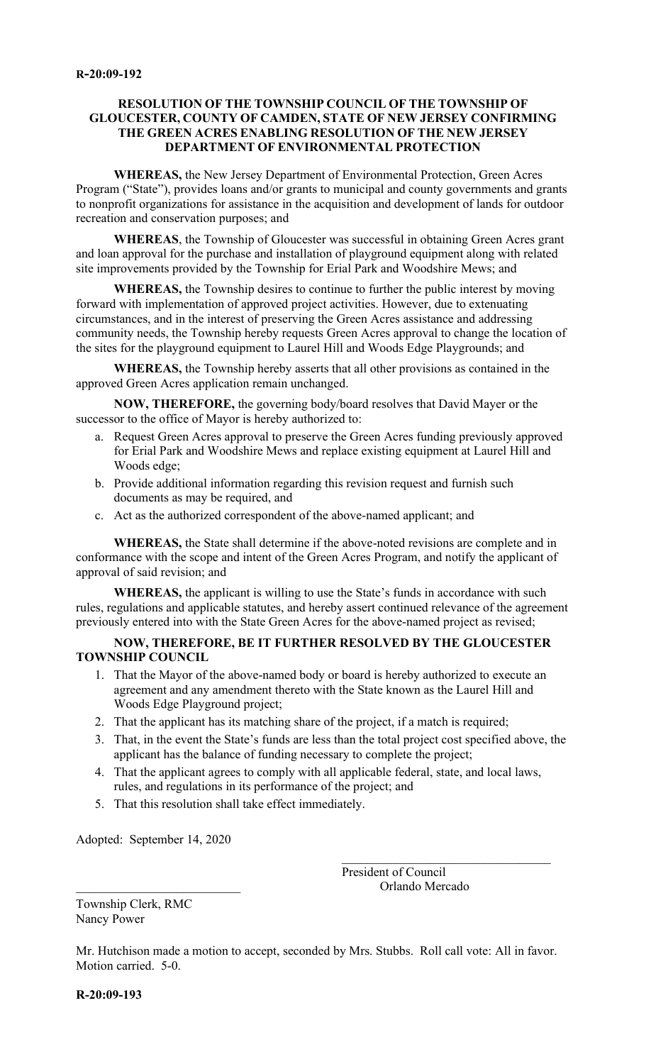**R-20:09-192**

**RESOLUTION OF THE TOWNSHIP COUNCIL OF THE TOWNSHIP OF GLOUCESTER, COUNTY OF CAMDEN, STATE OF NEW JERSEY CONFIRMING THE GREEN ACRES ENABLING RESOLUTION OF THE NEW JERSEY DEPARTMENT OF ENVIRONMENTAL PROTECTION**

**WHEREAS,** the New Jersey Department of Environmental Protection, Green Acres Program ("State"), provides loans and/or grants to municipal and county governments and grants to nonprofit organizations for assistance in the acquisition and development of lands for outdoor recreation and conservation purposes; and

**WHEREAS**, the Township of Gloucester was successful in obtaining Green Acres grant and loan approval for the purchase and installation of playground equipment along with related site improvements provided by the Township for Erial Park and Woodshire Mews; and

**WHEREAS,** the Township desires to continue to further the public interest by moving forward with implementation of approved project activities. However, due to extenuating circumstances, and in the interest of preserving the Green Acres assistance and addressing community needs, the Township hereby requests Green Acres approval to change the location of the sites for the playground equipment to Laurel Hill and Woods Edge Playgrounds; and

**WHEREAS,** the Township hereby asserts that all other provisions as contained in the approved Green Acres application remain unchanged.

**NOW, THEREFORE,** the governing body/board resolves that David Mayer or the successor to the office of Mayor is hereby authorized to:

a. Request Green Acres approval to preserve the Green Acres funding previously approved for Erial Park and Woodshire Mews and replace existing equipment at Laurel Hill and Woods edge;
b. Provide additional information regarding this revision request and furnish such documents as may be required, and
c. Act as the authorized correspondent of the above-named applicant; and

**WHEREAS,** the State shall determine if the above-noted revisions are complete and in conformance with the scope and intent of the Green Acres Program, and notify the applicant of approval of said revision; and

**WHEREAS,** the applicant is willing to use the State's funds in accordance with such rules, regulations and applicable statutes, and hereby assert continued relevance of the agreement previously entered into with the State Green Acres for the above-named project as revised;

**NOW, THEREFORE, BE IT FURTHER RESOLVED BY THE GLOUCESTER TOWNSHIP COUNCIL**

1. That the Mayor of the above-named body or board is hereby authorized to execute an agreement and any amendment thereto with the State known as the Laurel Hill and Woods Edge Playground project;
2. That the applicant has its matching share of the project, if a match is required;
3. That, in the event the State's funds are less than the total project cost specified above, the applicant has the balance of funding necessary to complete the project;
4. That the applicant agrees to comply with all applicable federal, state, and local laws, rules, and regulations in its performance of the project; and
5. That this resolution shall take effect immediately.

Adopted: September 14, 2020

President of Council
Orlando Mercado

Township Clerk, RMC
Nancy Power

Mr. Hutchison made a motion to accept, seconded by Mrs. Stubbs. Roll call vote: All in favor. Motion carried. 5-0.

**R-20:09-193**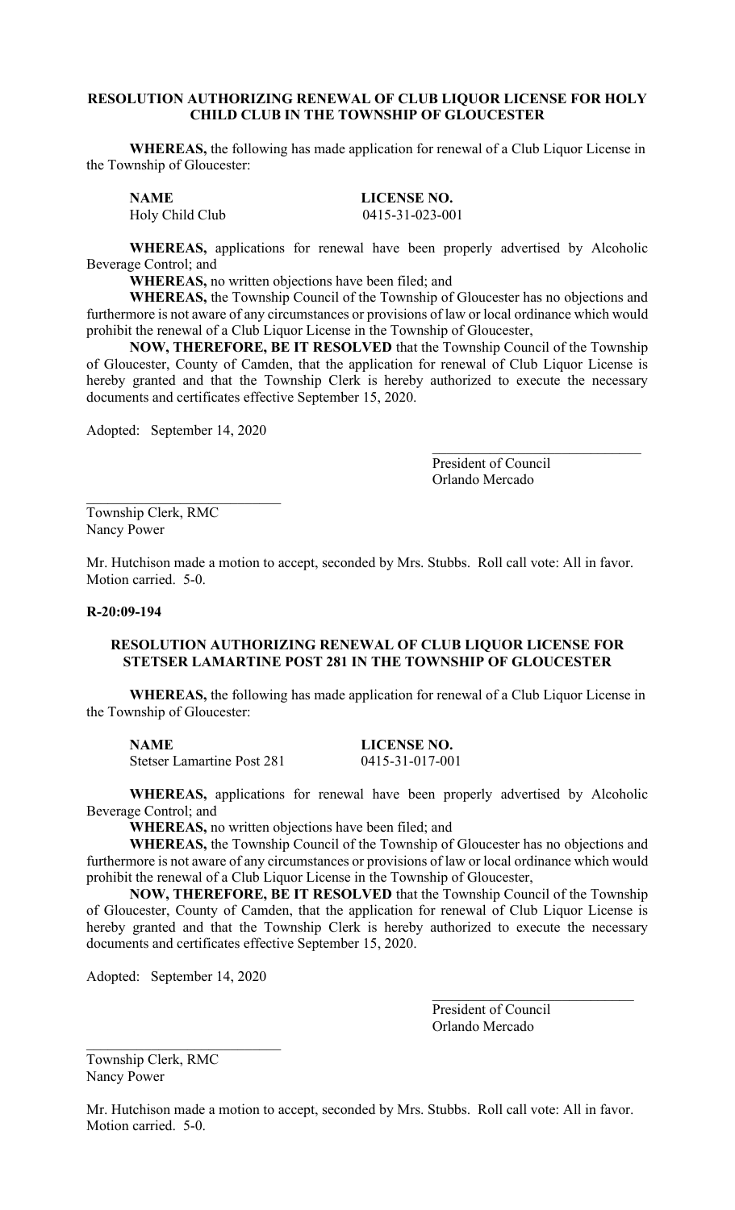**RESOLUTION AUTHORIZING RENEWAL OF CLUB LIQUOR LICENSE FOR HOLY CHILD CLUB IN THE TOWNSHIP OF GLOUCESTER**

**WHEREAS,** the following has made application for renewal of a Club Liquor License in the Township of Gloucester:

| **NAME** | **LICENSE NO.** |
|---|---|
| Holy Child Club | 0415-31-023-001 |

**WHEREAS,** applications for renewal have been properly advertised by Alcoholic Beverage Control; and

**WHEREAS,** no written objections have been filed; and

**WHEREAS,** the Township Council of the Township of Gloucester has no objections and furthermore is not aware of any circumstances or provisions of law or local ordinance which would prohibit the renewal of a Club Liquor License in the Township of Gloucester,

**NOW, THEREFORE, BE IT RESOLVED** that the Township Council of the Township of Gloucester, County of Camden, that the application for renewal of Club Liquor License is hereby granted and that the Township Clerk is hereby authorized to execute the necessary documents and certificates effective September 15, 2020.

Adopted: September 14, 2020

President of Council
Orlando Mercado

Township Clerk, RMC
Nancy Power

Mr. Hutchison made a motion to accept, seconded by Mrs. Stubbs. Roll call vote: All in favor. Motion carried. 5-0.

**R-20:09-194**

**RESOLUTION AUTHORIZING RENEWAL OF CLUB LIQUOR LICENSE FOR STETSER LAMARTINE POST 281 IN THE TOWNSHIP OF GLOUCESTER**

**WHEREAS,** the following has made application for renewal of a Club Liquor License in the Township of Gloucester:

| **NAME** | **LICENSE NO.** |
|---|---|
| Stetser Lamartine Post 281 | 0415-31-017-001 |

**WHEREAS,** applications for renewal have been properly advertised by Alcoholic Beverage Control; and

**WHEREAS,** no written objections have been filed; and

**WHEREAS,** the Township Council of the Township of Gloucester has no objections and furthermore is not aware of any circumstances or provisions of law or local ordinance which would prohibit the renewal of a Club Liquor License in the Township of Gloucester,

**NOW, THEREFORE, BE IT RESOLVED** that the Township Council of the Township of Gloucester, County of Camden, that the application for renewal of Club Liquor License is hereby granted and that the Township Clerk is hereby authorized to execute the necessary documents and certificates effective September 15, 2020.

Adopted: September 14, 2020

President of Council
Orlando Mercado

Township Clerk, RMC
Nancy Power

Mr. Hutchison made a motion to accept, seconded by Mrs. Stubbs. Roll call vote: All in favor. Motion carried. 5-0.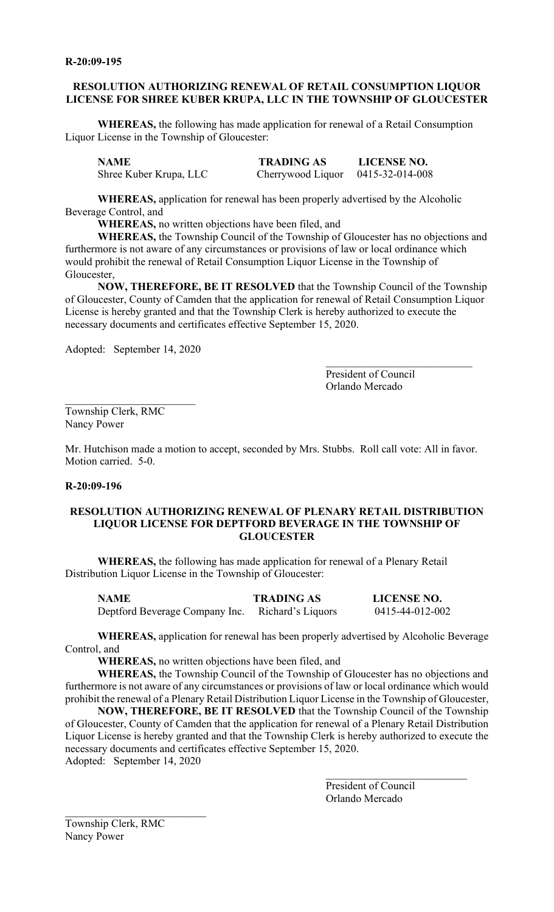**R-20:09-195**

**RESOLUTION AUTHORIZING RENEWAL OF RETAIL CONSUMPTION LIQUOR LICENSE FOR SHREE KUBER KRUPA, LLC IN THE TOWNSHIP OF GLOUCESTER**

**WHEREAS,** the following has made application for renewal of a Retail Consumption Liquor License in the Township of Gloucester:

| NAME | TRADING AS | LICENSE NO. |
|---|---|---|
| Shree Kuber Krupa, LLC | Cherrywood Liquor | 0415-32-014-008 |

**WHEREAS,** application for renewal has been properly advertised by the Alcoholic Beverage Control, and

**WHEREAS,** no written objections have been filed, and

**WHEREAS,** the Township Council of the Township of Gloucester has no objections and furthermore is not aware of any circumstances or provisions of law or local ordinance which would prohibit the renewal of Retail Consumption Liquor License in the Township of Gloucester,

**NOW, THEREFORE, BE IT RESOLVED** that the Township Council of the Township of Gloucester, County of Camden that the application for renewal of Retail Consumption Liquor License is hereby granted and that the Township Clerk is hereby authorized to execute the necessary documents and certificates effective September 15, 2020.

Adopted: September 14, 2020

\_\_\_\_\_\_\_\_\_\_\_\_\_\_\_\_\_\_\_\_\_\_\_\_\_\_\_\_
President of Council
Orlando Mercado

\_\_\_\_\_\_\_\_\_\_\_\_\_\_\_\_\_\_\_\_\_\_\_\_\_\_
Township Clerk, RMC
Nancy Power

Mr. Hutchison made a motion to accept, seconded by Mrs. Stubbs. Roll call vote: All in favor. Motion carried. 5-0.

**R-20:09-196**

**RESOLUTION AUTHORIZING RENEWAL OF PLENARY RETAIL DISTRIBUTION LIQUOR LICENSE FOR DEPTFORD BEVERAGE IN THE TOWNSHIP OF GLOUCESTER**

**WHEREAS,** the following has made application for renewal of a Plenary Retail Distribution Liquor License in the Township of Gloucester:

| NAME | TRADING AS | LICENSE NO. |
|---|---|---|
| Deptford Beverage Company Inc. | Richard's Liquors | 0415-44-012-002 |

**WHEREAS,** application for renewal has been properly advertised by Alcoholic Beverage Control, and

**WHEREAS,** no written objections have been filed, and

**WHEREAS,** the Township Council of the Township of Gloucester has no objections and furthermore is not aware of any circumstances or provisions of law or local ordinance which would prohibit the renewal of a Plenary Retail Distribution Liquor License in the Township of Gloucester,

**NOW, THEREFORE, BE IT RESOLVED** that the Township Council of the Township of Gloucester, County of Camden that the application for renewal of a Plenary Retail Distribution Liquor License is hereby granted and that the Township Clerk is hereby authorized to execute the necessary documents and certificates effective September 15, 2020.

Adopted: September 14, 2020

\_\_\_\_\_\_\_\_\_\_\_\_\_\_\_\_\_\_\_\_\_\_\_\_\_\_\_\_
President of Council
Orlando Mercado

\_\_\_\_\_\_\_\_\_\_\_\_\_\_\_\_\_\_\_\_\_\_\_\_\_\_
Township Clerk, RMC
Nancy Power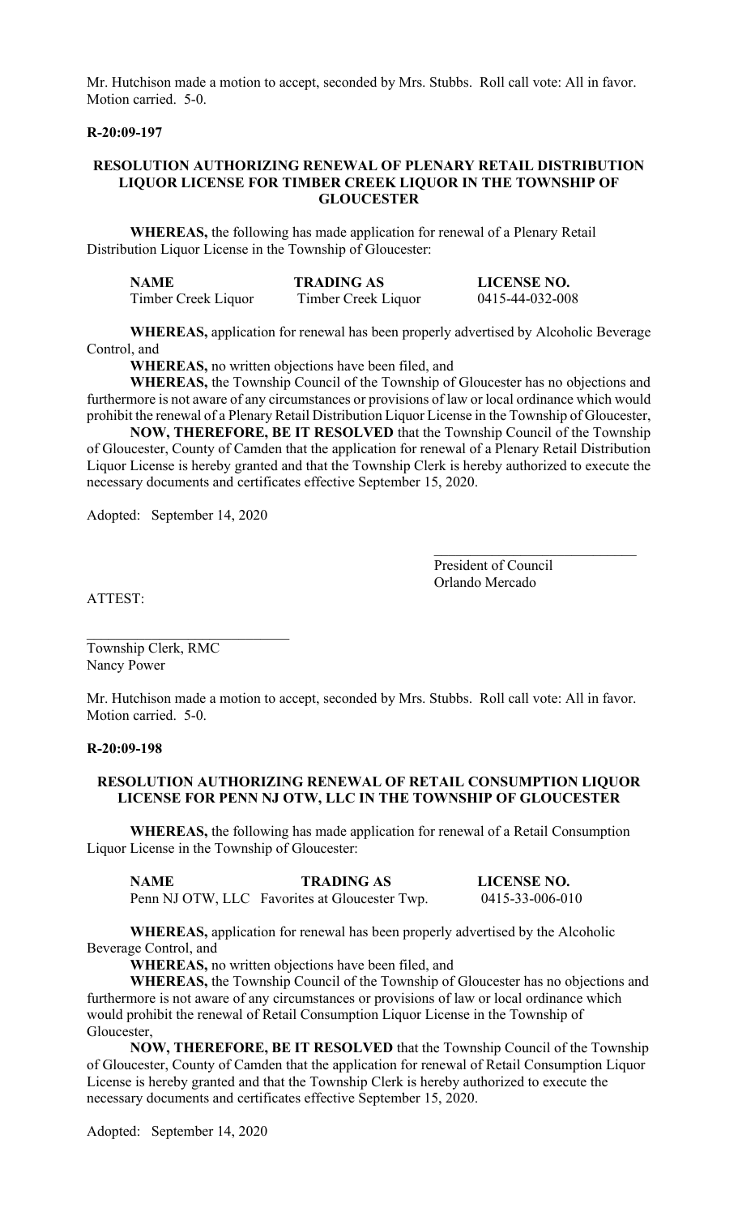Mr. Hutchison made a motion to accept, seconded by Mrs. Stubbs. Roll call vote: All in favor. Motion carried. 5-0.

**R-20:09-197**

**RESOLUTION AUTHORIZING RENEWAL OF PLENARY RETAIL DISTRIBUTION LIQUOR LICENSE FOR TIMBER CREEK LIQUOR IN THE TOWNSHIP OF GLOUCESTER**

**WHEREAS,** the following has made application for renewal of a Plenary Retail Distribution Liquor License in the Township of Gloucester:

| NAME | TRADING AS | LICENSE NO. |
|---|---|---|
| Timber Creek Liquor | Timber Creek Liquor | 0415-44-032-008 |

**WHEREAS,** application for renewal has been properly advertised by Alcoholic Beverage Control, and

**WHEREAS,** no written objections have been filed, and

**WHEREAS,** the Township Council of the Township of Gloucester has no objections and furthermore is not aware of any circumstances or provisions of law or local ordinance which would prohibit the renewal of a Plenary Retail Distribution Liquor License in the Township of Gloucester,

**NOW, THEREFORE, BE IT RESOLVED** that the Township Council of the Township of Gloucester, County of Camden that the application for renewal of a Plenary Retail Distribution Liquor License is hereby granted and that the Township Clerk is hereby authorized to execute the necessary documents and certificates effective September 15, 2020.

Adopted: September 14, 2020

\_\_\_\_\_\_\_\_\_\_\_\_\_\_\_\_\_\_\_\_\_\_\_\_\_\_\_\_
President of Council
Orlando Mercado

ATTEST:

\_\_\_\_\_\_\_\_\_\_\_\_\_\_\_\_\_\_\_\_\_\_\_\_\_\_\_\_
Township Clerk, RMC
Nancy Power

Mr. Hutchison made a motion to accept, seconded by Mrs. Stubbs. Roll call vote: All in favor. Motion carried. 5-0.

**R-20:09-198**

**RESOLUTION AUTHORIZING RENEWAL OF RETAIL CONSUMPTION LIQUOR LICENSE FOR PENN NJ OTW, LLC IN THE TOWNSHIP OF GLOUCESTER**

**WHEREAS,** the following has made application for renewal of a Retail Consumption Liquor License in the Township of Gloucester:

| NAME | TRADING AS | LICENSE NO. |
|---|---|---|
| Penn NJ OTW, LLC | Favorites at Gloucester Twp. | 0415-33-006-010 |

**WHEREAS,** application for renewal has been properly advertised by the Alcoholic Beverage Control, and

**WHEREAS,** no written objections have been filed, and

**WHEREAS,** the Township Council of the Township of Gloucester has no objections and furthermore is not aware of any circumstances or provisions of law or local ordinance which would prohibit the renewal of Retail Consumption Liquor License in the Township of Gloucester,

**NOW, THEREFORE, BE IT RESOLVED** that the Township Council of the Township of Gloucester, County of Camden that the application for renewal of Retail Consumption Liquor License is hereby granted and that the Township Clerk is hereby authorized to execute the necessary documents and certificates effective September 15, 2020.

Adopted: September 14, 2020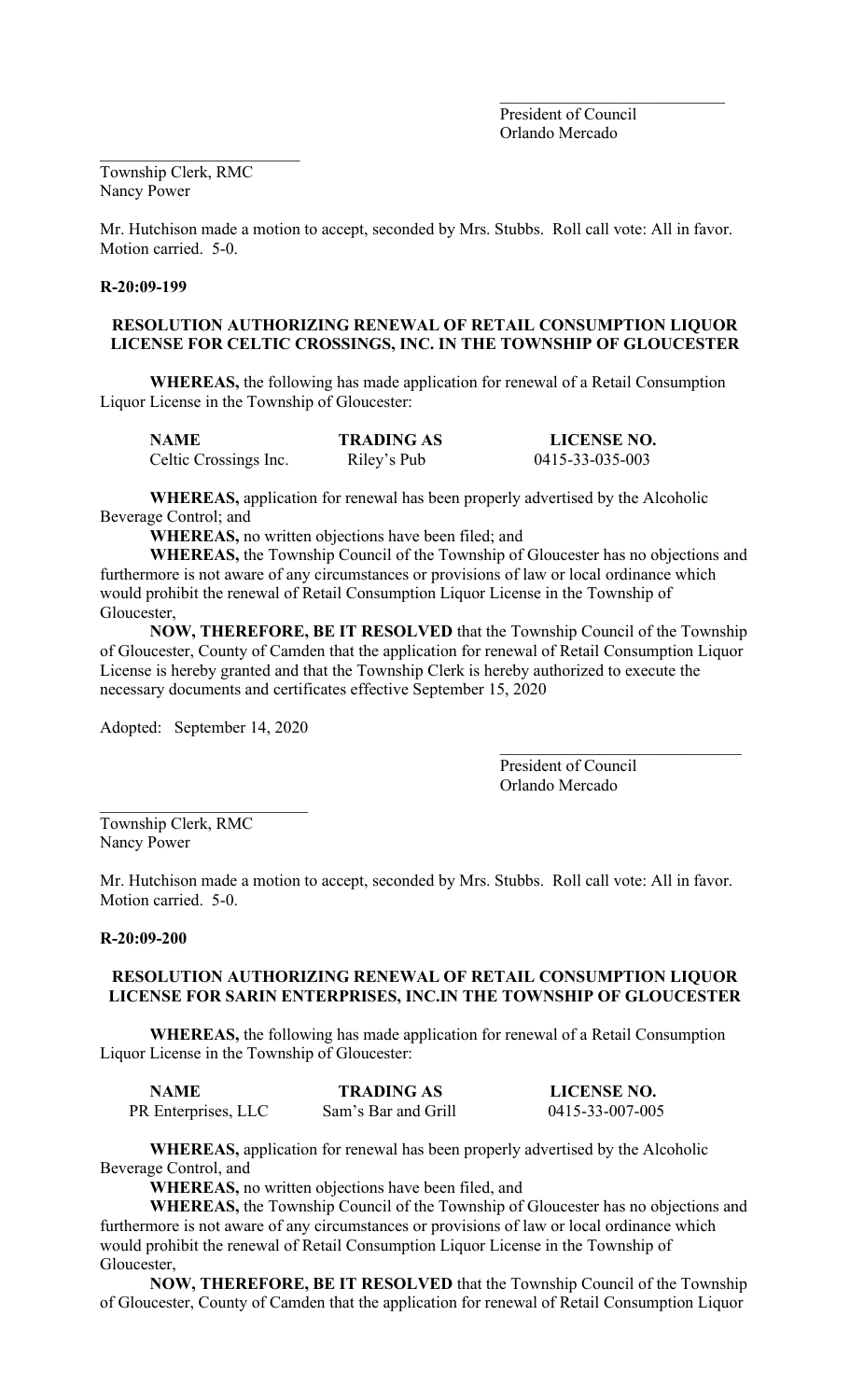\_\_\_\_\_\_\_\_\_\_\_\_\_\_\_\_\_\_\_\_\_\_\_\_\_\_\_\_
President of Council
Orlando Mercado

\_\_\_\_\_\_\_\_\_\_\_\_\_\_\_\_\_\_\_\_\_\_\_\_\_\_\_\_
Township Clerk, RMC
Nancy Power

Mr. Hutchison made a motion to accept, seconded by Mrs. Stubbs. Roll call vote: All in favor. Motion carried. 5-0.

**R-20:09-199**

**RESOLUTION AUTHORIZING RENEWAL OF RETAIL CONSUMPTION LIQUOR LICENSE FOR CELTIC CROSSINGS, INC. IN THE TOWNSHIP OF GLOUCESTER**

**WHEREAS,** the following has made application for renewal of a Retail Consumption Liquor License in the Township of Gloucester:

| NAME | TRADING AS | LICENSE NO. |
|---|---|---|
| Celtic Crossings Inc. | Riley's Pub | 0415-33-035-003 |

**WHEREAS,** application for renewal has been properly advertised by the Alcoholic Beverage Control; and

**WHEREAS,** no written objections have been filed; and

**WHEREAS,** the Township Council of the Township of Gloucester has no objections and furthermore is not aware of any circumstances or provisions of law or local ordinance which would prohibit the renewal of Retail Consumption Liquor License in the Township of Gloucester,

**NOW, THEREFORE, BE IT RESOLVED** that the Township Council of the Township of Gloucester, County of Camden that the application for renewal of Retail Consumption Liquor License is hereby granted and that the Township Clerk is hereby authorized to execute the necessary documents and certificates effective September 15, 2020

Adopted: September 14, 2020

\_\_\_\_\_\_\_\_\_\_\_\_\_\_\_\_\_\_\_\_\_\_\_\_\_\_\_\_
President of Council
Orlando Mercado

\_\_\_\_\_\_\_\_\_\_\_\_\_\_\_\_\_\_\_\_\_\_\_\_\_\_\_\_
Township Clerk, RMC
Nancy Power

Mr. Hutchison made a motion to accept, seconded by Mrs. Stubbs. Roll call vote: All in favor. Motion carried. 5-0.

**R-20:09-200**

**RESOLUTION AUTHORIZING RENEWAL OF RETAIL CONSUMPTION LIQUOR LICENSE FOR SARIN ENTERPRISES, INC.IN THE TOWNSHIP OF GLOUCESTER**

**WHEREAS,** the following has made application for renewal of a Retail Consumption Liquor License in the Township of Gloucester:

| NAME | TRADING AS | LICENSE NO. |
|---|---|---|
| PR Enterprises, LLC | Sam's Bar and Grill | 0415-33-007-005 |

**WHEREAS,** application for renewal has been properly advertised by the Alcoholic Beverage Control, and

**WHEREAS,** no written objections have been filed, and

**WHEREAS,** the Township Council of the Township of Gloucester has no objections and furthermore is not aware of any circumstances or provisions of law or local ordinance which would prohibit the renewal of Retail Consumption Liquor License in the Township of Gloucester,

**NOW, THEREFORE, BE IT RESOLVED** that the Township Council of the Township of Gloucester, County of Camden that the application for renewal of Retail Consumption Liquor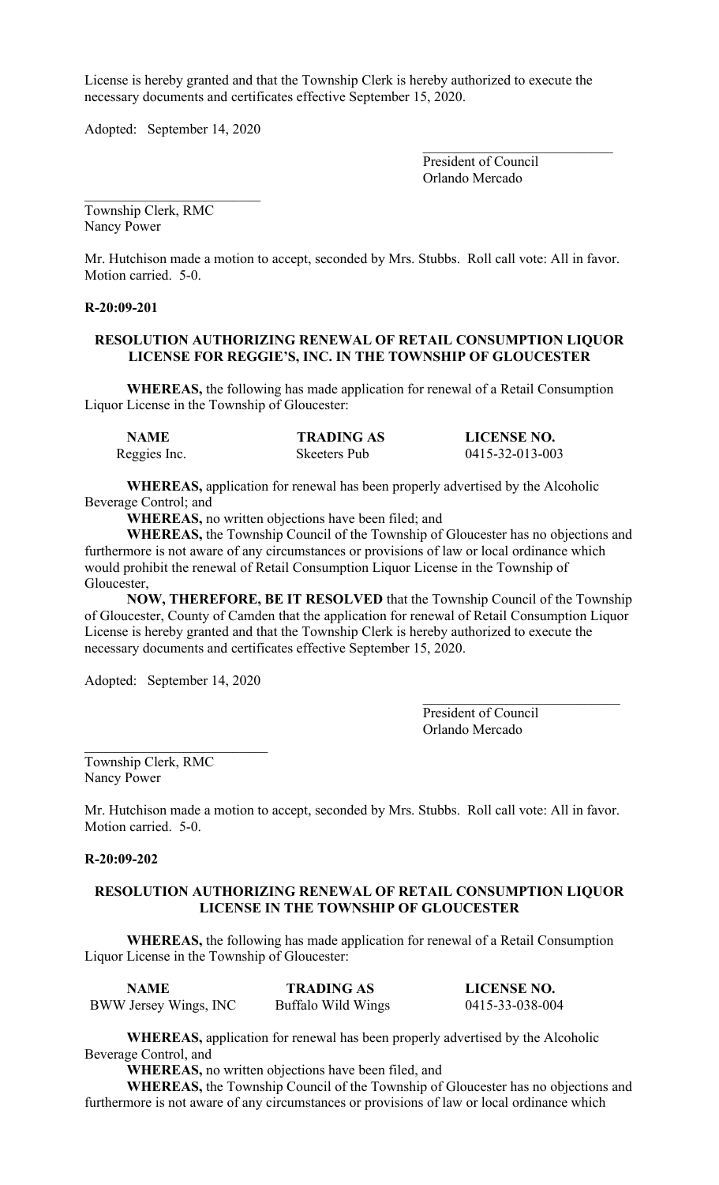License is hereby granted and that the Township Clerk is hereby authorized to execute the necessary documents and certificates effective September 15, 2020.

Adopted: September 14, 2020

\_\_\_\_\_\_\_\_\_\_\_\_\_\_\_\_\_\_\_\_\_\_\_\_\_\_\_
President of Council
Orlando Mercado

\_\_\_\_\_\_\_\_\_\_\_\_\_\_\_\_\_\_\_\_\_\_\_\_\_\_\_
Township Clerk, RMC
Nancy Power

Mr. Hutchison made a motion to accept, seconded by Mrs. Stubbs. Roll call vote: All in favor. Motion carried. 5-0.

**R-20:09-201**

**RESOLUTION AUTHORIZING RENEWAL OF RETAIL CONSUMPTION LIQUOR LICENSE FOR REGGIE'S, INC. IN THE TOWNSHIP OF GLOUCESTER**

**WHEREAS,** the following has made application for renewal of a Retail Consumption Liquor License in the Township of Gloucester:

| NAME | TRADING AS | LICENSE NO. |
|---|---|---|
| Reggies Inc. | Skeeters Pub | 0415-32-013-003 |

**WHEREAS,** application for renewal has been properly advertised by the Alcoholic Beverage Control; and

**WHEREAS,** no written objections have been filed; and

**WHEREAS,** the Township Council of the Township of Gloucester has no objections and furthermore is not aware of any circumstances or provisions of law or local ordinance which would prohibit the renewal of Retail Consumption Liquor License in the Township of Gloucester,

**NOW, THEREFORE, BE IT RESOLVED** that the Township Council of the Township of Gloucester, County of Camden that the application for renewal of Retail Consumption Liquor License is hereby granted and that the Township Clerk is hereby authorized to execute the necessary documents and certificates effective September 15, 2020.

Adopted: September 14, 2020

\_\_\_\_\_\_\_\_\_\_\_\_\_\_\_\_\_\_\_\_\_\_\_\_\_\_\_
President of Council
Orlando Mercado

\_\_\_\_\_\_\_\_\_\_\_\_\_\_\_\_\_\_\_\_\_\_\_\_\_\_\_
Township Clerk, RMC
Nancy Power

Mr. Hutchison made a motion to accept, seconded by Mrs. Stubbs. Roll call vote: All in favor. Motion carried. 5-0.

**R-20:09-202**

**RESOLUTION AUTHORIZING RENEWAL OF RETAIL CONSUMPTION LIQUOR LICENSE IN THE TOWNSHIP OF GLOUCESTER**

**WHEREAS,** the following has made application for renewal of a Retail Consumption Liquor License in the Township of Gloucester:

| NAME | TRADING AS | LICENSE NO. |
|---|---|---|
| BWW Jersey Wings, INC | Buffalo Wild Wings | 0415-33-038-004 |

**WHEREAS,** application for renewal has been properly advertised by the Alcoholic Beverage Control, and

**WHEREAS,** no written objections have been filed, and

**WHEREAS,** the Township Council of the Township of Gloucester has no objections and furthermore is not aware of any circumstances or provisions of law or local ordinance which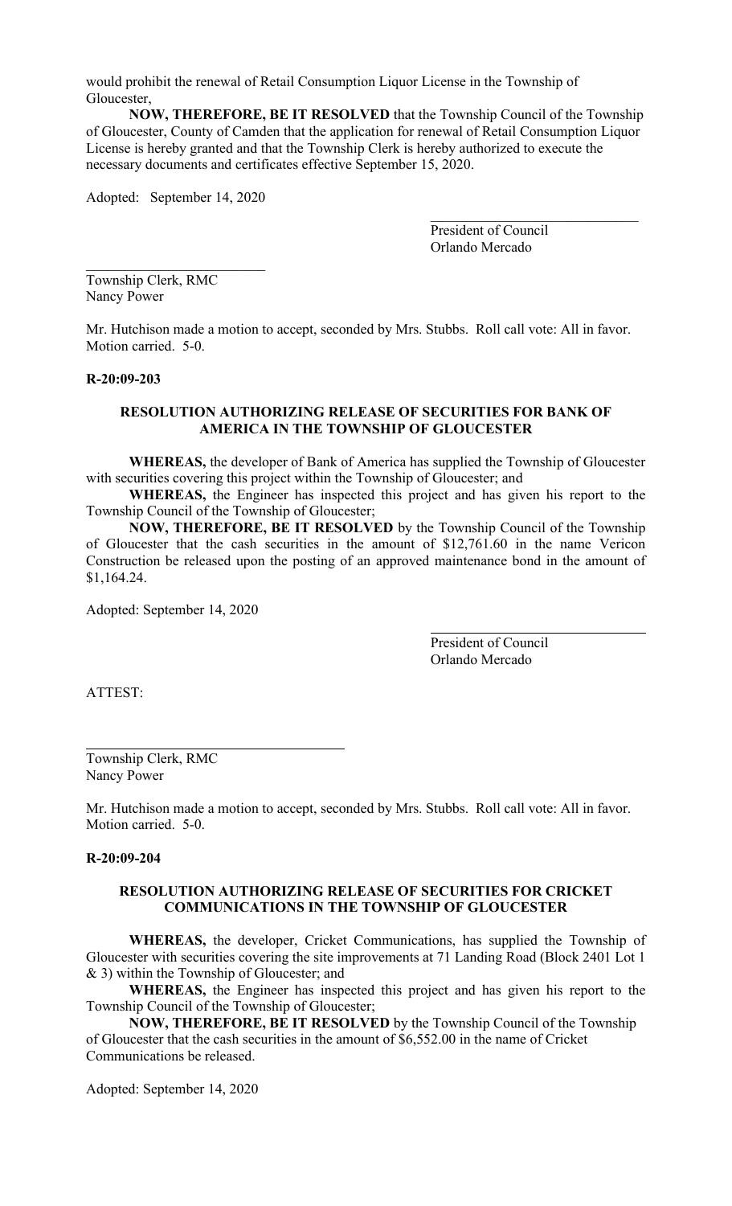would prohibit the renewal of Retail Consumption Liquor License in the Township of Gloucester,

**NOW, THEREFORE, BE IT RESOLVED** that the Township Council of the Township of Gloucester, County of Camden that the application for renewal of Retail Consumption Liquor License is hereby granted and that the Township Clerk is hereby authorized to execute the necessary documents and certificates effective September 15, 2020.

Adopted: September 14, 2020

President of Council
Orlando Mercado

Township Clerk, RMC
Nancy Power

Mr. Hutchison made a motion to accept, seconded by Mrs. Stubbs. Roll call vote: All in favor. Motion carried. 5-0.

**R-20:09-203**

**RESOLUTION AUTHORIZING RELEASE OF SECURITIES FOR BANK OF AMERICA IN THE TOWNSHIP OF GLOUCESTER**

**WHEREAS,** the developer of Bank of America has supplied the Township of Gloucester with securities covering this project within the Township of Gloucester; and

**WHEREAS,** the Engineer has inspected this project and has given his report to the Township Council of the Township of Gloucester;

**NOW, THEREFORE, BE IT RESOLVED** by the Township Council of the Township of Gloucester that the cash securities in the amount of $12,761.60 in the name Vericon Construction be released upon the posting of an approved maintenance bond in the amount of $1,164.24.

Adopted: September 14, 2020

President of Council
Orlando Mercado

ATTEST:

Township Clerk, RMC
Nancy Power

Mr. Hutchison made a motion to accept, seconded by Mrs. Stubbs. Roll call vote: All in favor. Motion carried. 5-0.

**R-20:09-204**

**RESOLUTION AUTHORIZING RELEASE OF SECURITIES FOR CRICKET COMMUNICATIONS IN THE TOWNSHIP OF GLOUCESTER**

**WHEREAS,** the developer, Cricket Communications, has supplied the Township of Gloucester with securities covering the site improvements at 71 Landing Road (Block 2401 Lot 1 & 3) within the Township of Gloucester; and

**WHEREAS,** the Engineer has inspected this project and has given his report to the Township Council of the Township of Gloucester;

**NOW, THEREFORE, BE IT RESOLVED** by the Township Council of the Township of Gloucester that the cash securities in the amount of $6,552.00 in the name of Cricket Communications be released.

Adopted: September 14, 2020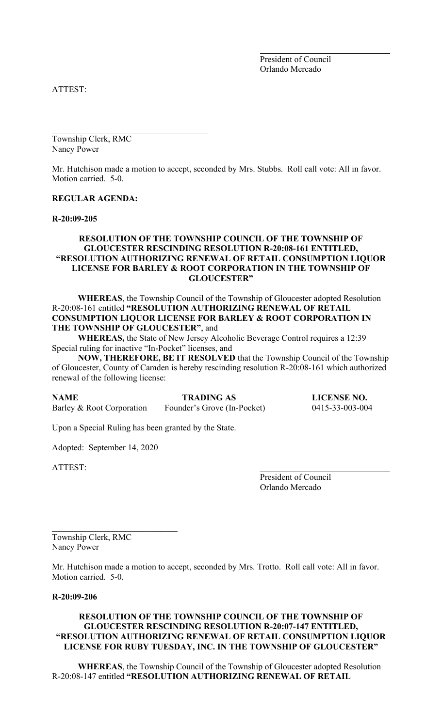President of Council
Orlando Mercado

ATTEST:

Township Clerk, RMC
Nancy Power

Mr. Hutchison made a motion to accept, seconded by Mrs. Stubbs. Roll call vote: All in favor. Motion carried. 5-0.

**REGULAR AGENDA:**

**R-20:09-205**

**RESOLUTION OF THE TOWNSHIP COUNCIL OF THE TOWNSHIP OF GLOUCESTER RESCINDING RESOLUTION R-20:08-161 ENTITLED, "RESOLUTION AUTHORIZING RENEWAL OF RETAIL CONSUMPTION LIQUOR LICENSE FOR BARLEY & ROOT CORPORATION IN THE TOWNSHIP OF GLOUCESTER"**

**WHEREAS**, the Township Council of the Township of Gloucester adopted Resolution R-20:08-161 entitled **"RESOLUTION AUTHORIZING RENEWAL OF RETAIL CONSUMPTION LIQUOR LICENSE FOR BARLEY & ROOT CORPORATION IN THE TOWNSHIP OF GLOUCESTER"**, and

**WHEREAS,** the State of New Jersey Alcoholic Beverage Control requires a 12:39 Special ruling for inactive "In-Pocket" licenses, and

**NOW, THEREFORE, BE IT RESOLVED** that the Township Council of the Township of Gloucester, County of Camden is hereby rescinding resolution R-20:08-161 which authorized renewal of the following license:

| **NAME** | **TRADING AS** | **LICENSE NO.** |
|---|---|---|
| Barley & Root Corporation | Founder's Grove (In-Pocket) | 0415-33-003-004 |

Upon a Special Ruling has been granted by the State.

Adopted: September 14, 2020

ATTEST:

President of Council
Orlando Mercado

Township Clerk, RMC
Nancy Power

Mr. Hutchison made a motion to accept, seconded by Mrs. Trotto. Roll call vote: All in favor. Motion carried. 5-0.

**R-20:09-206**

**RESOLUTION OF THE TOWNSHIP COUNCIL OF THE TOWNSHIP OF GLOUCESTER RESCINDING RESOLUTION R-20:07-147 ENTITLED, "RESOLUTION AUTHORIZING RENEWAL OF RETAIL CONSUMPTION LIQUOR LICENSE FOR RUBY TUESDAY, INC. IN THE TOWNSHIP OF GLOUCESTER"**

**WHEREAS**, the Township Council of the Township of Gloucester adopted Resolution R-20:08-147 entitled **"RESOLUTION AUTHORIZING RENEWAL OF RETAIL**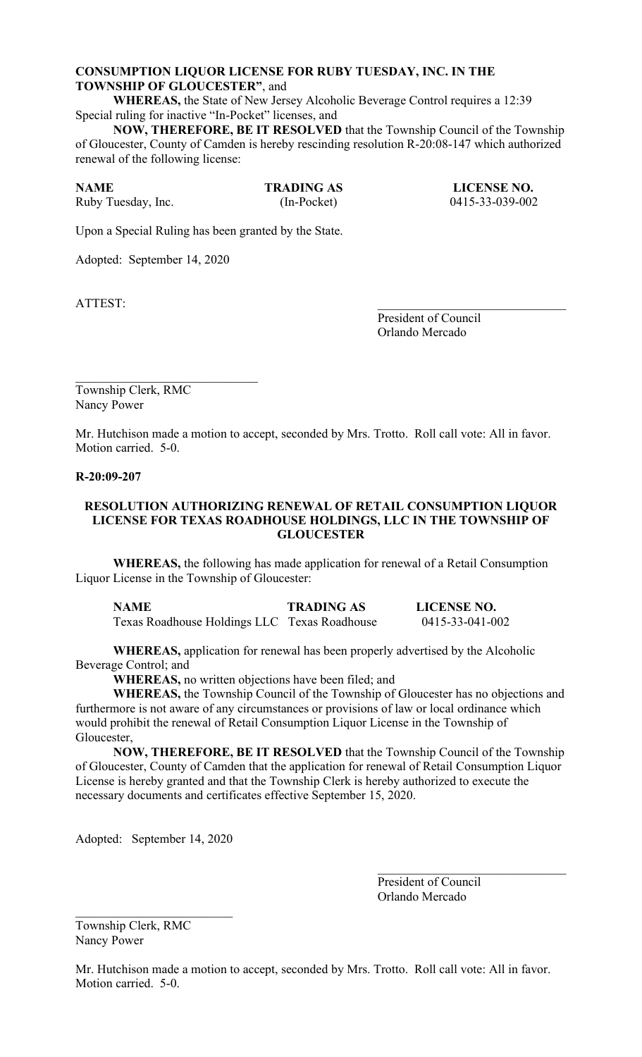**CONSUMPTION LIQUOR LICENSE FOR RUBY TUESDAY, INC. IN THE TOWNSHIP OF GLOUCESTER"**, and

**WHEREAS,** the State of New Jersey Alcoholic Beverage Control requires a 12:39 Special ruling for inactive "In-Pocket" licenses, and

**NOW, THEREFORE, BE IT RESOLVED** that the Township Council of the Township of Gloucester, County of Camden is hereby rescinding resolution R-20:08-147 which authorized renewal of the following license:

| NAME | TRADING AS | LICENSE NO. |
|---|---|---|
| Ruby Tuesday, Inc. | (In-Pocket) | 0415-33-039-002 |

Upon a Special Ruling has been granted by the State.

Adopted: September 14, 2020

ATTEST:

\_\_\_\_\_\_\_\_\_\_\_\_\_\_\_\_\_\_\_\_\_\_\_\_\_\_\_\_\_\_
President of Council
Orlando Mercado

\_\_\_\_\_\_\_\_\_\_\_\_\_\_\_\_\_\_\_\_\_\_\_\_\_\_\_\_\_\_
Township Clerk, RMC
Nancy Power

Mr. Hutchison made a motion to accept, seconded by Mrs. Trotto. Roll call vote: All in favor. Motion carried. 5-0.

**R-20:09-207**

**RESOLUTION AUTHORIZING RENEWAL OF RETAIL CONSUMPTION LIQUOR LICENSE FOR TEXAS ROADHOUSE HOLDINGS, LLC IN THE TOWNSHIP OF GLOUCESTER**

**WHEREAS,** the following has made application for renewal of a Retail Consumption Liquor License in the Township of Gloucester:

| NAME | TRADING AS | LICENSE NO. |
|---|---|---|
| Texas Roadhouse Holdings LLC | Texas Roadhouse | 0415-33-041-002 |

**WHEREAS,** application for renewal has been properly advertised by the Alcoholic Beverage Control; and

**WHEREAS,** no written objections have been filed; and

**WHEREAS,** the Township Council of the Township of Gloucester has no objections and furthermore is not aware of any circumstances or provisions of law or local ordinance which would prohibit the renewal of Retail Consumption Liquor License in the Township of Gloucester,

**NOW, THEREFORE, BE IT RESOLVED** that the Township Council of the Township of Gloucester, County of Camden that the application for renewal of Retail Consumption Liquor License is hereby granted and that the Township Clerk is hereby authorized to execute the necessary documents and certificates effective September 15, 2020.

Adopted: September 14, 2020

\_\_\_\_\_\_\_\_\_\_\_\_\_\_\_\_\_\_\_\_\_\_\_\_\_\_\_\_\_\_
President of Council
Orlando Mercado

\_\_\_\_\_\_\_\_\_\_\_\_\_\_\_\_\_\_\_\_\_\_\_\_\_\_\_\_\_\_
Township Clerk, RMC
Nancy Power

Mr. Hutchison made a motion to accept, seconded by Mrs. Trotto. Roll call vote: All in favor. Motion carried. 5-0.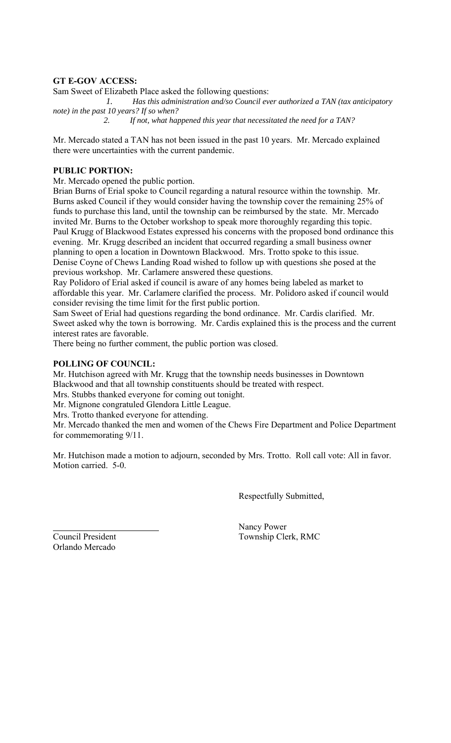**GT E-GOV ACCESS:**

Sam Sweet of Elizabeth Place asked the following questions:

1. *Has this administration and/so Council ever authorized a TAN (tax anticipatory note) in the past 10 years? If so when?*
2. *If not, what happened this year that necessitated the need for a TAN?*

Mr. Mercado stated a TAN has not been issued in the past 10 years. Mr. Mercado explained there were uncertainties with the current pandemic.

**PUBLIC PORTION:**

Mr. Mercado opened the public portion.

Brian Burns of Erial spoke to Council regarding a natural resource within the township. Mr. Burns asked Council if they would consider having the township cover the remaining 25% of funds to purchase this land, until the township can be reimbursed by the state. Mr. Mercado invited Mr. Burns to the October workshop to speak more thoroughly regarding this topic.

Paul Krugg of Blackwood Estates expressed his concerns with the proposed bond ordinance this evening. Mr. Krugg described an incident that occurred regarding a small business owner planning to open a location in Downtown Blackwood. Mrs. Trotto spoke to this issue.

Denise Coyne of Chews Landing Road wished to follow up with questions she posed at the previous workshop. Mr. Carlamere answered these questions.

Ray Polidoro of Erial asked if council is aware of any homes being labeled as market to affordable this year. Mr. Carlamere clarified the process. Mr. Polidoro asked if council would consider revising the time limit for the first public portion.

Sam Sweet of Erial had questions regarding the bond ordinance. Mr. Cardis clarified. Mr. Sweet asked why the town is borrowing. Mr. Cardis explained this is the process and the current interest rates are favorable.

There being no further comment, the public portion was closed.

**POLLING OF COUNCIL:**

Mr. Hutchison agreed with Mr. Krugg that the township needs businesses in Downtown Blackwood and that all township constituents should be treated with respect.

Mrs. Stubbs thanked everyone for coming out tonight.

Mr. Mignone congratuled Glendora Little League.

Mrs. Trotto thanked everyone for attending.

Mr. Mercado thanked the men and women of the Chews Fire Department and Police Department for commemorating 9/11.

Mr. Hutchison made a motion to adjourn, seconded by Mrs. Trotto. Roll call vote: All in favor. Motion carried. 5-0.

Respectfully Submitted,

Nancy Power
Township Clerk, RMC

Council President
Orlando Mercado